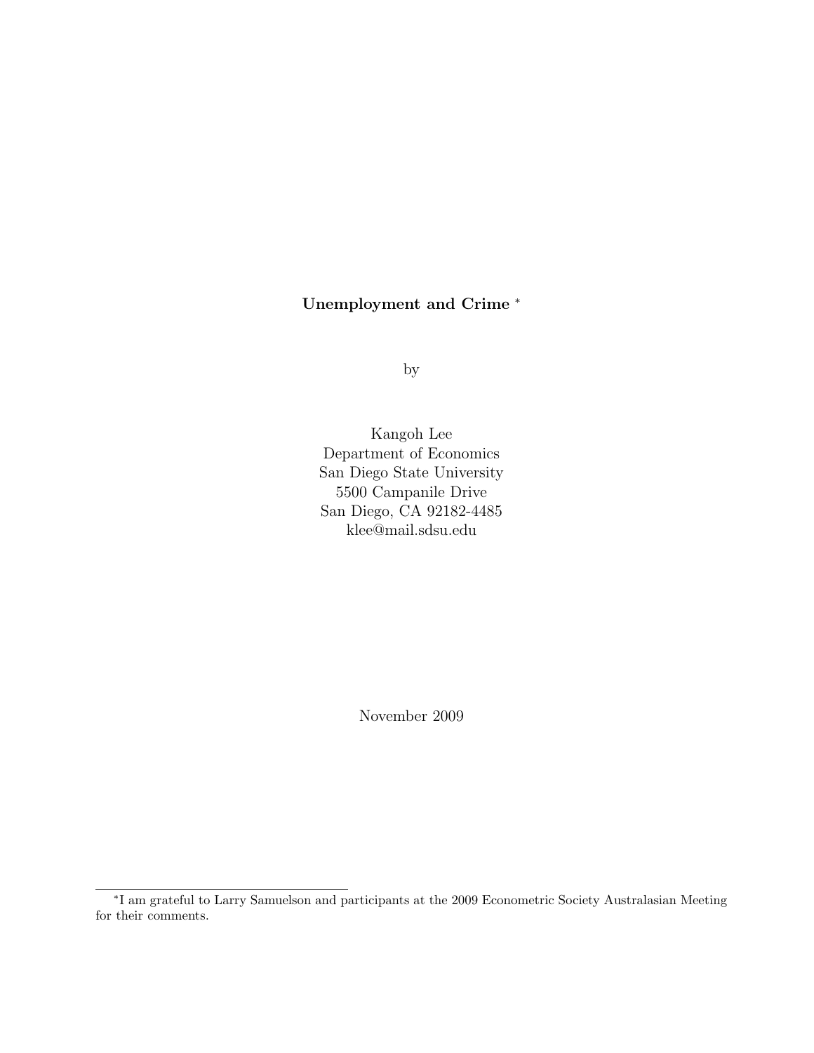# Unemployment and Crime [*]

by

Kangoh Lee
Department of Economics
San Diego State University
5500 Campanile Drive
San Diego, CA 92182-4485
klee@mail.sdsu.edu

November 2009

[*] I am grateful to Larry Samuelson and participants at the 2009 Econometric Society Australasian Meeting for their comments.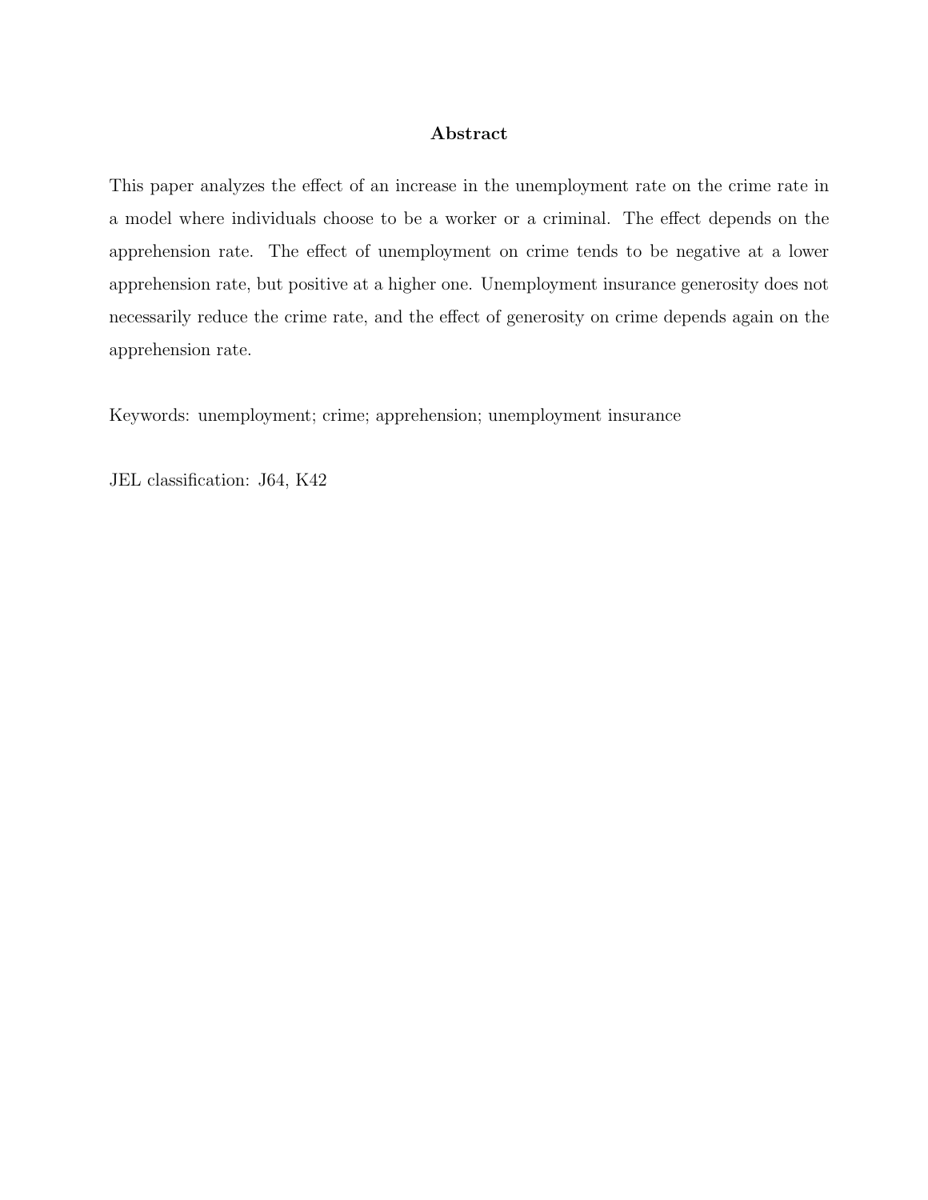## Abstract

This paper analyzes the effect of an increase in the unemployment rate on the crime rate in a model where individuals choose to be a worker or a criminal. The effect depends on the apprehension rate. The effect of unemployment on crime tends to be negative at a lower apprehension rate, but positive at a higher one. Unemployment insurance generosity does not necessarily reduce the crime rate, and the effect of generosity on crime depends again on the apprehension rate.

Keywords: unemployment; crime; apprehension; unemployment insurance

JEL classification: J64, K42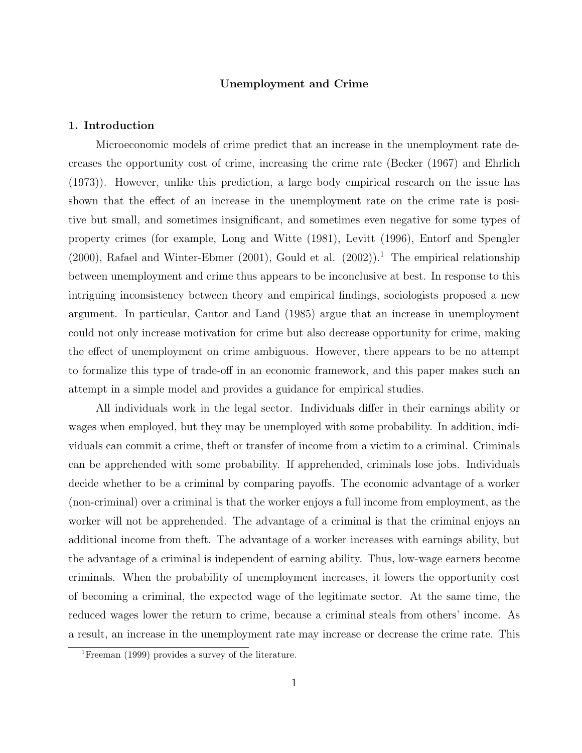**Unemployment and Crime**

## 1. Introduction

Microeconomic models of crime predict that an increase in the unemployment rate decreases the opportunity cost of crime, increasing the crime rate (Becker (1967) and Ehrlich (1973)). However, unlike this prediction, a large body empirical research on the issue has shown that the effect of an increase in the unemployment rate on the crime rate is positive but small, and sometimes insignificant, and sometimes even negative for some types of property crimes (for example, Long and Witte (1981), Levitt (1996), Entorf and Spengler (2000), Rafael and Winter-Ebmer (2001), Gould et al. (2002)).[1] The empirical relationship between unemployment and crime thus appears to be inconclusive at best. In response to this intriguing inconsistency between theory and empirical findings, sociologists proposed a new argument. In particular, Cantor and Land (1985) argue that an increase in unemployment could not only increase motivation for crime but also decrease opportunity for crime, making the effect of unemployment on crime ambiguous. However, there appears to be no attempt to formalize this type of trade-off in an economic framework, and this paper makes such an attempt in a simple model and provides a guidance for empirical studies.

All individuals work in the legal sector. Individuals differ in their earnings ability or wages when employed, but they may be unemployed with some probability. In addition, individuals can commit a crime, theft or transfer of income from a victim to a criminal. Criminals can be apprehended with some probability. If apprehended, criminals lose jobs. Individuals decide whether to be a criminal by comparing payoffs. The economic advantage of a worker (non-criminal) over a criminal is that the worker enjoys a full income from employment, as the worker will not be apprehended. The advantage of a criminal is that the criminal enjoys an additional income from theft. The advantage of a worker increases with earnings ability, but the advantage of a criminal is independent of earning ability. Thus, low-wage earners become criminals. When the probability of unemployment increases, it lowers the opportunity cost of becoming a criminal, the expected wage of the legitimate sector. At the same time, the reduced wages lower the return to crime, because a criminal steals from others' income. As a result, an increase in the unemployment rate may increase or decrease the crime rate. This

[1] Freeman (1999) provides a survey of the literature.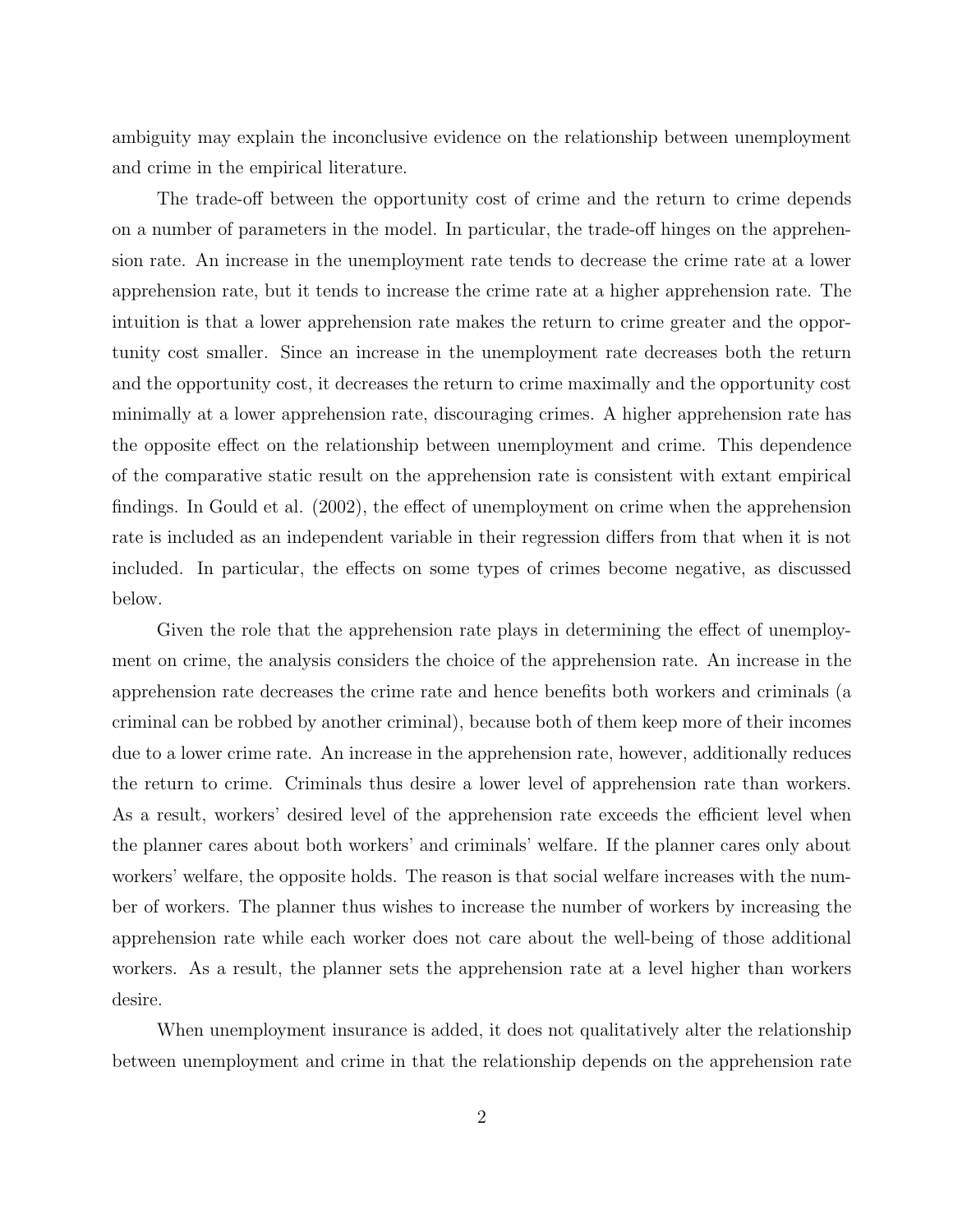ambiguity may explain the inconclusive evidence on the relationship between unemployment and crime in the empirical literature.

The trade-off between the opportunity cost of crime and the return to crime depends on a number of parameters in the model. In particular, the trade-off hinges on the apprehension rate. An increase in the unemployment rate tends to decrease the crime rate at a lower apprehension rate, but it tends to increase the crime rate at a higher apprehension rate. The intuition is that a lower apprehension rate makes the return to crime greater and the opportunity cost smaller. Since an increase in the unemployment rate decreases both the return and the opportunity cost, it decreases the return to crime maximally and the opportunity cost minimally at a lower apprehension rate, discouraging crimes. A higher apprehension rate has the opposite effect on the relationship between unemployment and crime. This dependence of the comparative static result on the apprehension rate is consistent with extant empirical findings. In Gould et al. (2002), the effect of unemployment on crime when the apprehension rate is included as an independent variable in their regression differs from that when it is not included. In particular, the effects on some types of crimes become negative, as discussed below.

Given the role that the apprehension rate plays in determining the effect of unemployment on crime, the analysis considers the choice of the apprehension rate. An increase in the apprehension rate decreases the crime rate and hence benefits both workers and criminals (a criminal can be robbed by another criminal), because both of them keep more of their incomes due to a lower crime rate. An increase in the apprehension rate, however, additionally reduces the return to crime. Criminals thus desire a lower level of apprehension rate than workers. As a result, workers' desired level of the apprehension rate exceeds the efficient level when the planner cares about both workers' and criminals' welfare. If the planner cares only about workers' welfare, the opposite holds. The reason is that social welfare increases with the number of workers. The planner thus wishes to increase the number of workers by increasing the apprehension rate while each worker does not care about the well-being of those additional workers. As a result, the planner sets the apprehension rate at a level higher than workers desire.

When unemployment insurance is added, it does not qualitatively alter the relationship between unemployment and crime in that the relationship depends on the apprehension rate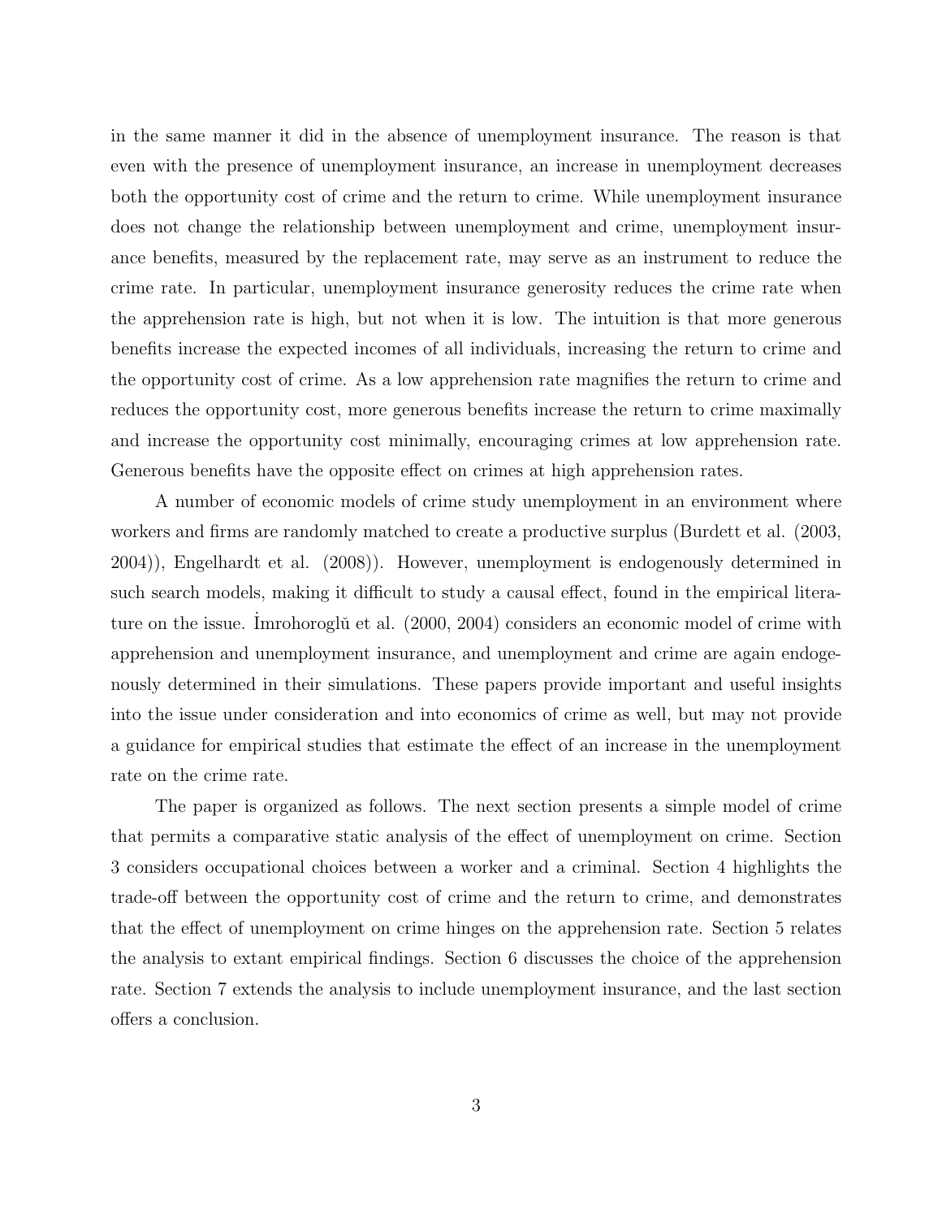in the same manner it did in the absence of unemployment insurance. The reason is that even with the presence of unemployment insurance, an increase in unemployment decreases both the opportunity cost of crime and the return to crime. While unemployment insurance does not change the relationship between unemployment and crime, unemployment insurance benefits, measured by the replacement rate, may serve as an instrument to reduce the crime rate. In particular, unemployment insurance generosity reduces the crime rate when the apprehension rate is high, but not when it is low. The intuition is that more generous benefits increase the expected incomes of all individuals, increasing the return to crime and the opportunity cost of crime. As a low apprehension rate magnifies the return to crime and reduces the opportunity cost, more generous benefits increase the return to crime maximally and increase the opportunity cost minimally, encouraging crimes at low apprehension rate. Generous benefits have the opposite effect on crimes at high apprehension rates.

A number of economic models of crime study unemployment in an environment where workers and firms are randomly matched to create a productive surplus (Burdett et al. (2003, 2004)), Engelhardt et al. (2008)). However, unemployment is endogenously determined in such search models, making it difficult to study a causal effect, found in the empirical literature on the issue. İmrohoroglŭ et al. (2000, 2004) considers an economic model of crime with apprehension and unemployment insurance, and unemployment and crime are again endogenously determined in their simulations. These papers provide important and useful insights into the issue under consideration and into economics of crime as well, but may not provide a guidance for empirical studies that estimate the effect of an increase in the unemployment rate on the crime rate.

The paper is organized as follows. The next section presents a simple model of crime that permits a comparative static analysis of the effect of unemployment on crime. Section 3 considers occupational choices between a worker and a criminal. Section 4 highlights the trade-off between the opportunity cost of crime and the return to crime, and demonstrates that the effect of unemployment on crime hinges on the apprehension rate. Section 5 relates the analysis to extant empirical findings. Section 6 discusses the choice of the apprehension rate. Section 7 extends the analysis to include unemployment insurance, and the last section offers a conclusion.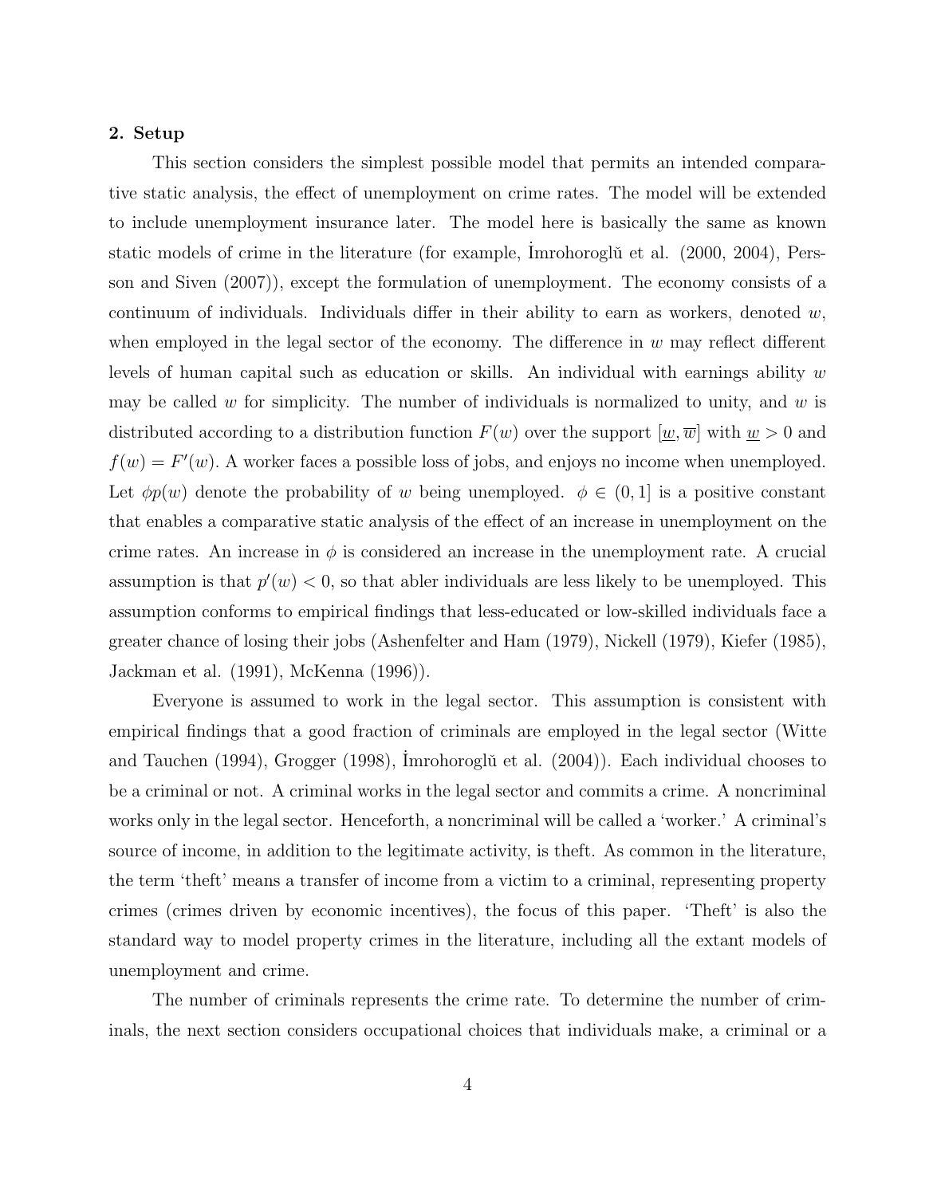## 2. Setup

This section considers the simplest possible model that permits an intended comparative static analysis, the effect of unemployment on crime rates. The model will be extended to include unemployment insurance later. The model here is basically the same as known static models of crime in the literature (for example, İmrohoroglŭ et al. (2000, 2004), Persson and Siven (2007)), except the formulation of unemployment. The economy consists of a continuum of individuals. Individuals differ in their ability to earn as workers, denoted $w$, when employed in the legal sector of the economy. The difference in $w$ may reflect different levels of human capital such as education or skills. An individual with earnings ability $w$ may be called $w$ for simplicity. The number of individuals is normalized to unity, and $w$ is distributed according to a distribution function $F(w)$ over the support $[\underline{w}, \overline{w}]$ with $\underline{w} > 0$ and $f(w) = F'(w)$. A worker faces a possible loss of jobs, and enjoys no income when unemployed. Let $\phi p(w)$ denote the probability of $w$ being unemployed. $\phi \in (0, 1]$ is a positive constant that enables a comparative static analysis of the effect of an increase in unemployment on the crime rates. An increase in $\phi$ is considered an increase in the unemployment rate. A crucial assumption is that $p'(w) < 0$, so that abler individuals are less likely to be unemployed. This assumption conforms to empirical findings that less-educated or low-skilled individuals face a greater chance of losing their jobs (Ashenfelter and Ham (1979), Nickell (1979), Kiefer (1985), Jackman et al. (1991), McKenna (1996)).

Everyone is assumed to work in the legal sector. This assumption is consistent with empirical findings that a good fraction of criminals are employed in the legal sector (Witte and Tauchen (1994), Grogger (1998), İmrohoroglŭ et al. (2004)). Each individual chooses to be a criminal or not. A criminal works in the legal sector and commits a crime. A noncriminal works only in the legal sector. Henceforth, a noncriminal will be called a 'worker.' A criminal's source of income, in addition to the legitimate activity, is theft. As common in the literature, the term 'theft' means a transfer of income from a victim to a criminal, representing property crimes (crimes driven by economic incentives), the focus of this paper. 'Theft' is also the standard way to model property crimes in the literature, including all the extant models of unemployment and crime.

The number of criminals represents the crime rate. To determine the number of criminals, the next section considers occupational choices that individuals make, a criminal or a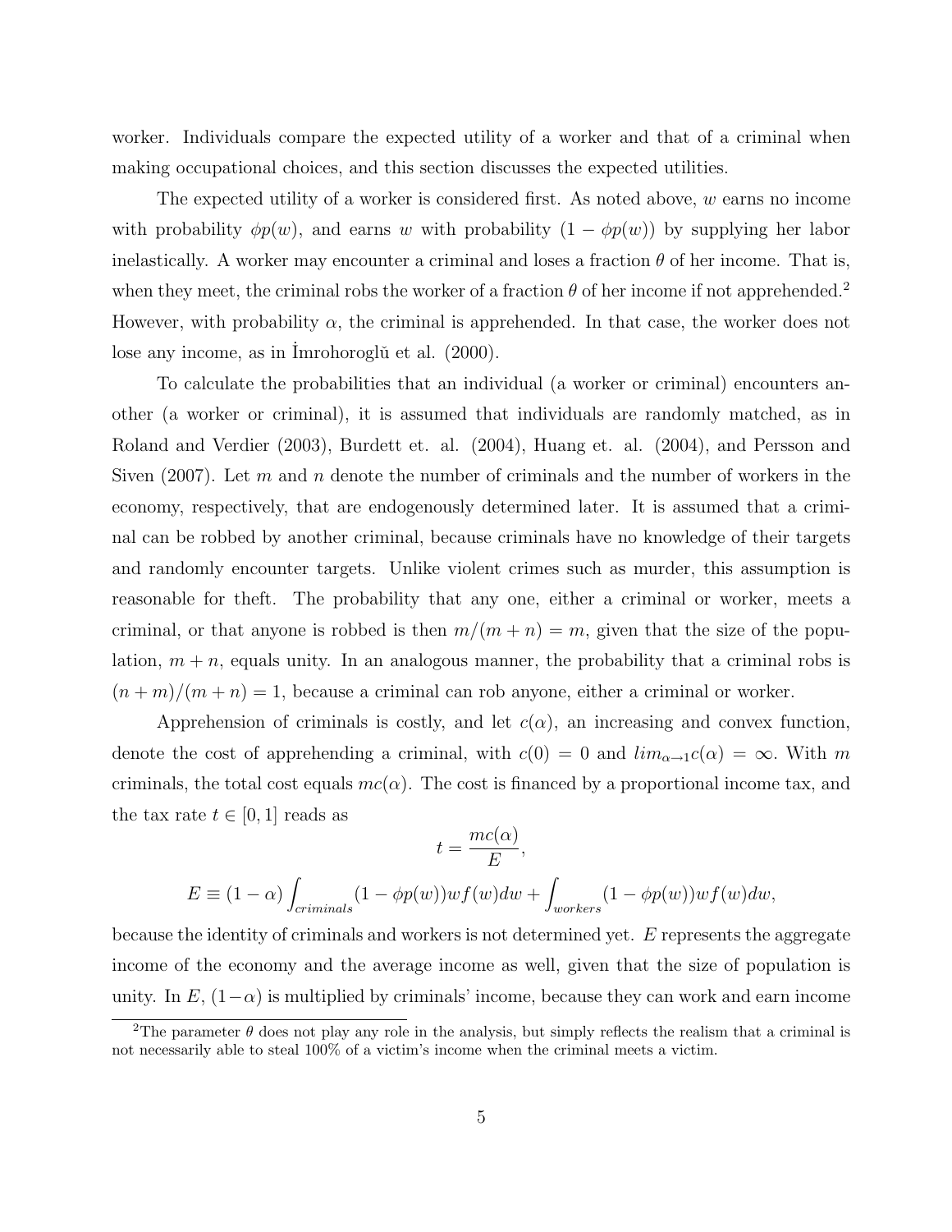worker. Individuals compare the expected utility of a worker and that of a criminal when making occupational choices, and this section discusses the expected utilities.

The expected utility of a worker is considered first. As noted above, $w$ earns no income with probability $\phi p(w)$, and earns $w$ with probability $(1 - \phi p(w))$ by supplying her labor inelastically. A worker may encounter a criminal and loses a fraction $\theta$ of her income. That is, when they meet, the criminal robs the worker of a fraction $\theta$ of her income if not apprehended.[2] However, with probability $\alpha$, the criminal is apprehended. In that case, the worker does not lose any income, as in İmrohoroglŭ et al. (2000).

To calculate the probabilities that an individual (a worker or criminal) encounters another (a worker or criminal), it is assumed that individuals are randomly matched, as in Roland and Verdier (2003), Burdett et. al. (2004), Huang et. al. (2004), and Persson and Siven (2007). Let $m$ and $n$ denote the number of criminals and the number of workers in the economy, respectively, that are endogenously determined later. It is assumed that a criminal can be robbed by another criminal, because criminals have no knowledge of their targets and randomly encounter targets. Unlike violent crimes such as murder, this assumption is reasonable for theft. The probability that any one, either a criminal or worker, meets a criminal, or that anyone is robbed is then $m/(m+n) = m$, given that the size of the population, $m + n$, equals unity. In an analogous manner, the probability that a criminal robs is $(n + m)/(m + n) = 1$, because a criminal can rob anyone, either a criminal or worker.

Apprehension of criminals is costly, and let $c(\alpha)$, an increasing and convex function, denote the cost of apprehending a criminal, with $c(0) = 0$ and $lim_{\alpha \to 1} c(\alpha) = \infty$. With $m$ criminals, the total cost equals $mc(\alpha)$. The cost is financed by a proportional income tax, and the tax rate $t \in [0, 1]$ reads as

$$t = \frac{mc(\alpha)}{E},$$

$$E \equiv (1 - \alpha) \int_{criminals} (1 - \phi p(w)) w f(w) dw + \int_{workers} (1 - \phi p(w)) w f(w) dw,$$

because the identity of criminals and workers is not determined yet. $E$ represents the aggregate income of the economy and the average income as well, given that the size of population is unity. In $E$, $(1-\alpha)$ is multiplied by criminals' income, because they can work and earn income

[2] The parameter $\theta$ does not play any role in the analysis, but simply reflects the realism that a criminal is not necessarily able to steal 100% of a victim's income when the criminal meets a victim.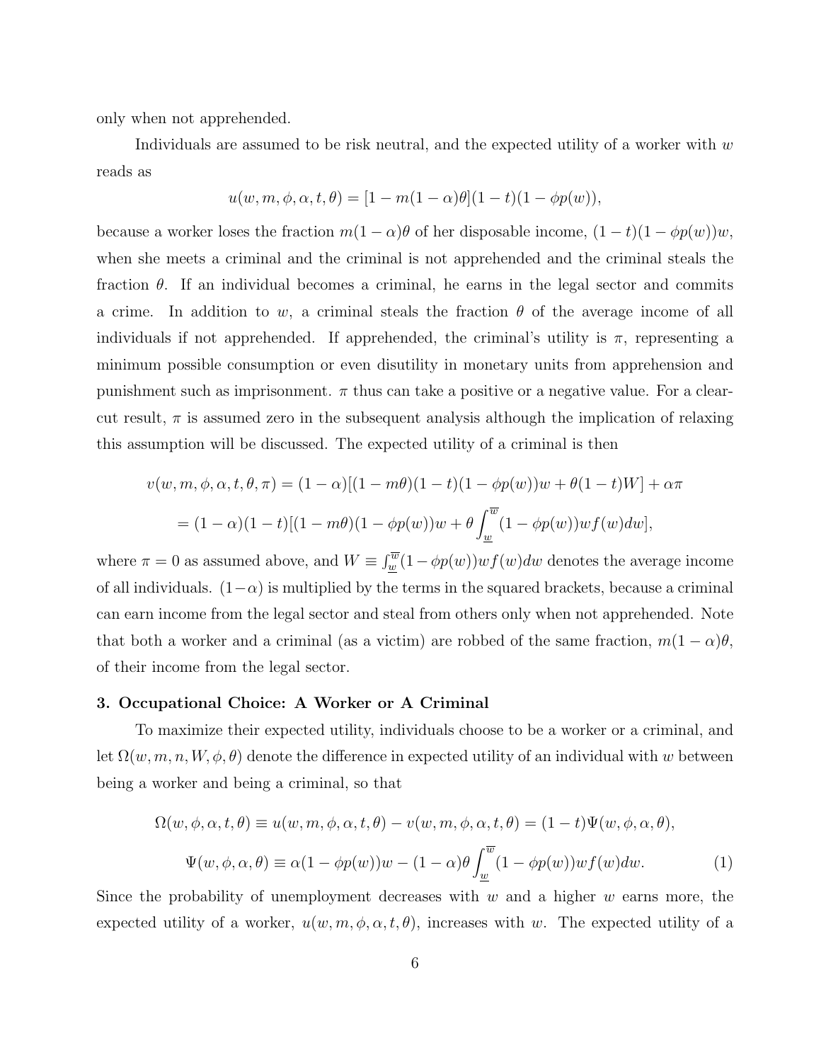only when not apprehended.

Individuals are assumed to be risk neutral, and the expected utility of a worker with $w$ reads as

$$u(w, m, \phi, \alpha, t, \theta) = [1 - m(1-\alpha)\theta](1-t)(1-\phi p(w)),$$

because a worker loses the fraction $m(1-\alpha)\theta$ of her disposable income, $(1-t)(1-\phi p(w))w$, when she meets a criminal and the criminal is not apprehended and the criminal steals the fraction $\theta$. If an individual becomes a criminal, he earns in the legal sector and commits a crime. In addition to $w$, a criminal steals the fraction $\theta$ of the average income of all individuals if not apprehended. If apprehended, the criminal's utility is $\pi$, representing a minimum possible consumption or even disutility in monetary units from apprehension and punishment such as imprisonment. $\pi$ thus can take a positive or a negative value. For a clear-cut result, $\pi$ is assumed zero in the subsequent analysis although the implication of relaxing this assumption will be discussed. The expected utility of a criminal is then

$$\begin{aligned}
v(w, m, \phi, \alpha, t, \theta, \pi) &= (1-\alpha)[(1-m\theta)(1-t)(1-\phi p(w))w + \theta(1-t)W] + \alpha\pi \\
&= (1-\alpha)(1-t)[(1-m\theta)(1-\phi p(w))w + \theta \int_{\underline{w}}^{\overline{w}} (1-\phi p(w))wf(w)dw],
\end{aligned}$$

where $\pi = 0$ as assumed above, and $W \equiv \int_{\underline{w}}^{\overline{w}} (1-\phi p(w))wf(w)dw$ denotes the average income of all individuals. $(1-\alpha)$ is multiplied by the terms in the squared brackets, because a criminal can earn income from the legal sector and steal from others only when not apprehended. Note that both a worker and a criminal (as a victim) are robbed of the same fraction, $m(1-\alpha)\theta$, of their income from the legal sector.

**3. Occupational Choice: A Worker or A Criminal**

To maximize their expected utility, individuals choose to be a worker or a criminal, and let $\Omega(w, m, n, W, \phi, \theta)$ denote the difference in expected utility of an individual with $w$ between being a worker and being a criminal, so that

$$\Omega(w, \phi, \alpha, t, \theta) \equiv u(w, m, \phi, \alpha, t, \theta) - v(w, m, \phi, \alpha, t, \theta) = (1-t)\Psi(w, \phi, \alpha, \theta),$$

$$\Psi(w, \phi, \alpha, \theta) \equiv \alpha(1-\phi p(w))w - (1-\alpha)\theta \int_{\underline{w}}^{\overline{w}} (1-\phi p(w))wf(w)dw. \tag{1}$$

Since the probability of unemployment decreases with $w$ and a higher $w$ earns more, the expected utility of a worker, $u(w, m, \phi, \alpha, t, \theta)$, increases with $w$. The expected utility of a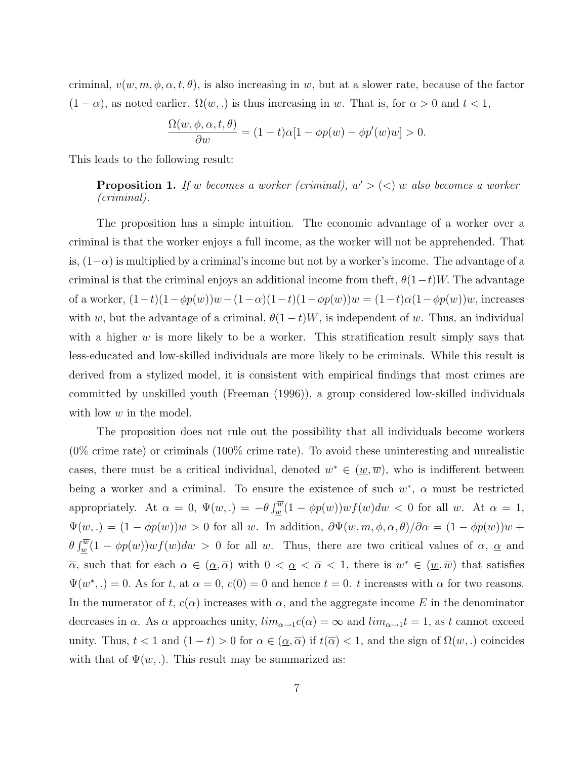criminal, $v(w, m, \phi, \alpha, t, \theta)$, is also increasing in $w$, but at a slower rate, because of the factor $(1 - \alpha)$, as noted earlier. $\Omega(w, .)$ is thus increasing in $w$. That is, for $\alpha > 0$ and $t < 1$,

$$\frac{\Omega(w, \phi, \alpha, t, \theta)}{\partial w} = (1 - t)\alpha[1 - \phi p(w) - \phi p'(w)w] > 0.$$

This leads to the following result:

**Proposition 1.** *If $w$ becomes a worker (criminal), $w' > (<)\ w$ also becomes a worker (criminal).*

The proposition has a simple intuition. The economic advantage of a worker over a criminal is that the worker enjoys a full income, as the worker will not be apprehended. That is, $(1-\alpha)$ is multiplied by a criminal's income but not by a worker's income. The advantage of a criminal is that the criminal enjoys an additional income from theft, $\theta(1-t)W$. The advantage of a worker, $(1-t)(1-\phi p(w))w - (1-\alpha)(1-t)(1-\phi p(w))w = (1-t)\alpha(1-\phi p(w))w$, increases with $w$, but the advantage of a criminal, $\theta(1-t)W$, is independent of $w$. Thus, an individual with a higher $w$ is more likely to be a worker. This stratification result simply says that less-educated and low-skilled individuals are more likely to be criminals. While this result is derived from a stylized model, it is consistent with empirical findings that most crimes are committed by unskilled youth (Freeman (1996)), a group considered low-skilled individuals with low $w$ in the model.

The proposition does not rule out the possibility that all individuals become workers (0% crime rate) or criminals (100% crime rate). To avoid these uninteresting and unrealistic cases, there must be a critical individual, denoted $w^* \in (\underline{w}, \overline{w})$, who is indifferent between being a worker and a criminal. To ensure the existence of such $w^*$, $\alpha$ must be restricted appropriately. At $\alpha = 0$, $\Psi(w, .) = -\theta \int_{\underline{w}}^{\overline{w}} (1 - \phi p(w))wf(w)dw < 0$ for all $w$. At $\alpha = 1$, $\Psi(w, .) = (1 - \phi p(w))w > 0$ for all $w$. In addition, $\partial\Psi(w, m, \phi, \alpha, \theta)/\partial\alpha = (1 - \phi p(w))w + \theta \int_{\underline{w}}^{\overline{w}} (1 - \phi p(w))wf(w)dw > 0$ for all $w$. Thus, there are two critical values of $\alpha$, $\underline{\alpha}$ and $\overline{\alpha}$, such that for each $\alpha \in (\underline{\alpha}, \overline{\alpha})$ with $0 < \underline{\alpha} < \overline{\alpha} < 1$, there is $w^* \in (\underline{w}, \overline{w})$ that satisfies $\Psi(w^*, .) = 0$. As for $t$, at $\alpha = 0$, $c(0) = 0$ and hence $t = 0$. $t$ increases with $\alpha$ for two reasons. In the numerator of $t$, $c(\alpha)$ increases with $\alpha$, and the aggregate income $E$ in the denominator decreases in $\alpha$. As $\alpha$ approaches unity, $lim_{\alpha \to 1} c(\alpha) = \infty$ and $lim_{\alpha \to 1} t = 1$, as $t$ cannot exceed unity. Thus, $t < 1$ and $(1 - t) > 0$ for $\alpha \in (\underline{\alpha}, \overline{\alpha})$ if $t(\overline{\alpha}) < 1$, and the sign of $\Omega(w, .)$ coincides with that of $\Psi(w, .)$. This result may be summarized as: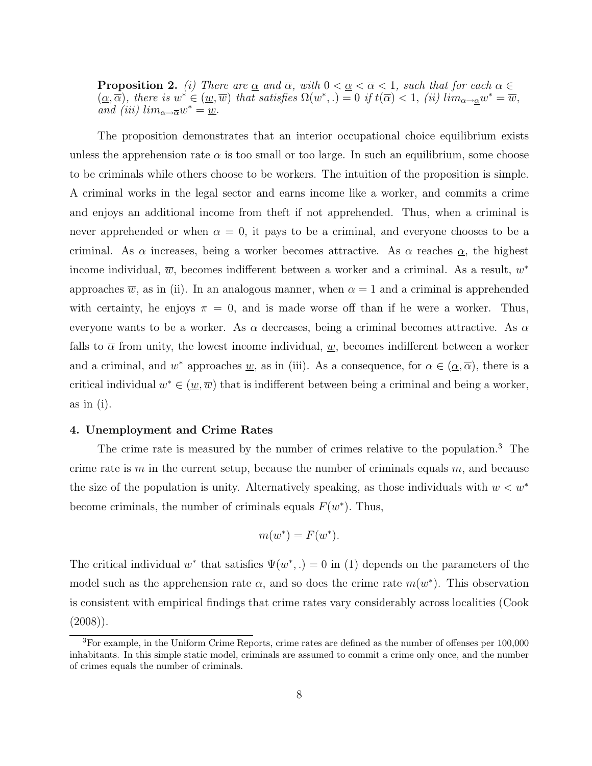**Proposition 2.** *(i) There are* $\underline{\alpha}$ *and* $\overline{\alpha}$*, with* $0 < \underline{\alpha} < \overline{\alpha} < 1$*, such that for each* $\alpha \in (\underline{\alpha}, \overline{\alpha})$*, there is* $w^* \in (\underline{w}, \overline{w})$ *that satisfies* $\Omega(w^*, .) = 0$ *if* $t(\overline{\alpha}) < 1$*, (ii)* $lim_{\alpha \to \underline{\alpha}} w^* = \overline{w}$*, and (iii)* $lim_{\alpha \to \overline{\alpha}} w^* = \underline{w}$*.*

The proposition demonstrates that an interior occupational choice equilibrium exists unless the apprehension rate $\alpha$ is too small or too large. In such an equilibrium, some choose to be criminals while others choose to be workers. The intuition of the proposition is simple. A criminal works in the legal sector and earns income like a worker, and commits a crime and enjoys an additional income from theft if not apprehended. Thus, when a criminal is never apprehended or when $\alpha = 0$, it pays to be a criminal, and everyone chooses to be a criminal. As $\alpha$ increases, being a worker becomes attractive. As $\alpha$ reaches $\underline{\alpha}$, the highest income individual, $\overline{w}$, becomes indifferent between a worker and a criminal. As a result, $w^*$ approaches $\overline{w}$, as in (ii). In an analogous manner, when $\alpha = 1$ and a criminal is apprehended with certainty, he enjoys $\pi = 0$, and is made worse off than if he were a worker. Thus, everyone wants to be a worker. As $\alpha$ decreases, being a criminal becomes attractive. As $\alpha$ falls to $\overline{\alpha}$ from unity, the lowest income individual, $\underline{w}$, becomes indifferent between a worker and a criminal, and $w^*$ approaches $\underline{w}$, as in (iii). As a consequence, for $\alpha \in (\underline{\alpha}, \overline{\alpha})$, there is a critical individual $w^* \in (\underline{w}, \overline{w})$ that is indifferent between being a criminal and being a worker, as in (i).

## 4. Unemployment and Crime Rates

The crime rate is measured by the number of crimes relative to the population.[3] The crime rate is $m$ in the current setup, because the number of criminals equals $m$, and because the size of the population is unity. Alternatively speaking, as those individuals with $w < w^*$ become criminals, the number of criminals equals $F(w^*)$. Thus,

$$m(w^*) = F(w^*).$$

The critical individual $w^*$ that satisfies $\Psi(w^*, .) = 0$ in (1) depends on the parameters of the model such as the apprehension rate $\alpha$, and so does the crime rate $m(w^*)$. This observation is consistent with empirical findings that crime rates vary considerably across localities (Cook (2008)).

[3] For example, in the Uniform Crime Reports, crime rates are defined as the number of offenses per 100,000 inhabitants. In this simple static model, criminals are assumed to commit a crime only once, and the number of crimes equals the number of criminals.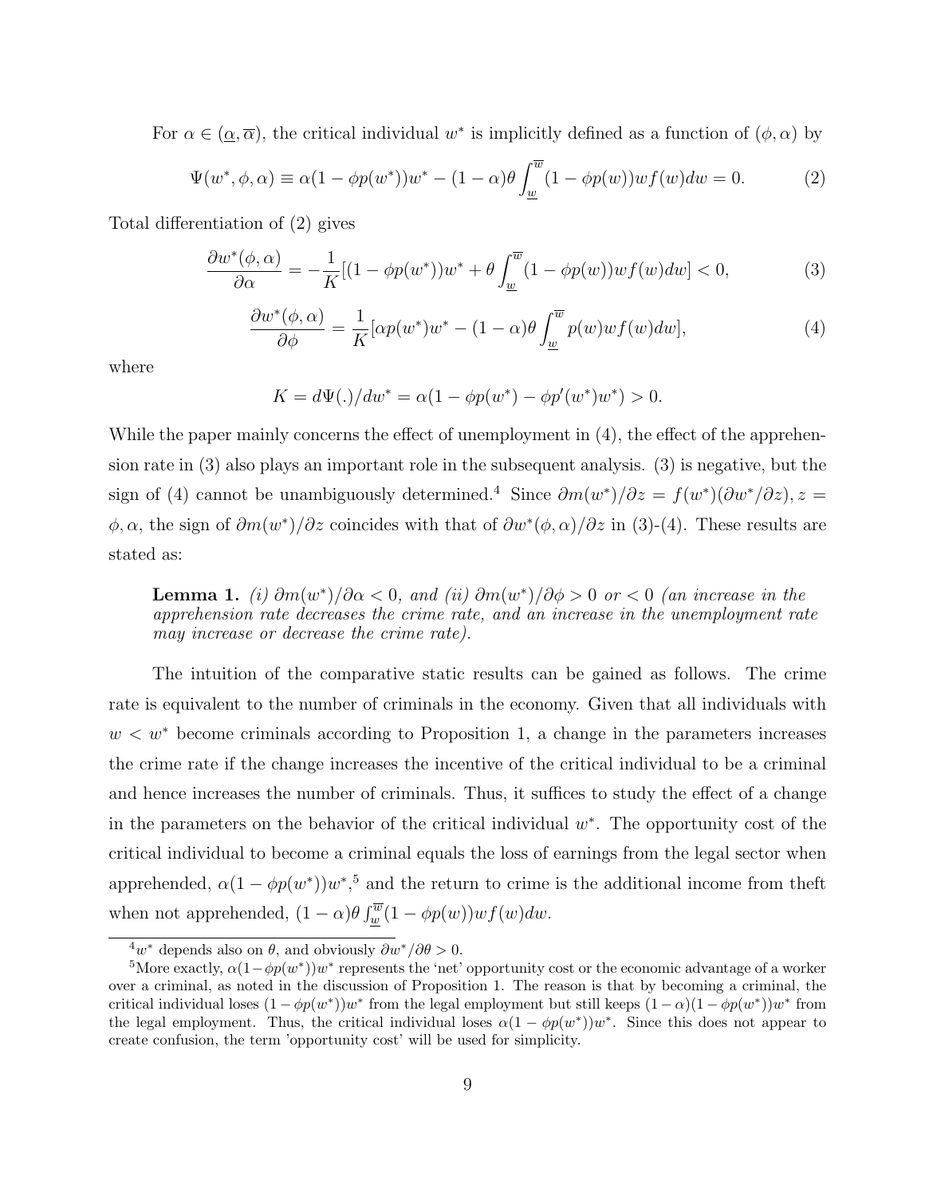For $\alpha \in (\underline{\alpha}, \overline{\alpha})$, the critical individual $w^*$ is implicitly defined as a function of $(\phi, \alpha)$ by

$$\Psi(w^*, \phi, \alpha) \equiv \alpha(1 - \phi p(w^*))w^* - (1-\alpha)\theta \int_{\underline{w}}^{\overline{w}} (1 - \phi p(w))wf(w)dw = 0. \tag{2}$$

Total differentiation of (2) gives

$$\frac{\partial w^*(\phi, \alpha)}{\partial \alpha} = -\frac{1}{K}[(1 - \phi p(w^*))w^* + \theta \int_{\underline{w}}^{\overline{w}} (1 - \phi p(w))wf(w)dw] < 0, \tag{3}$$

$$\frac{\partial w^*(\phi, \alpha)}{\partial \phi} = \frac{1}{K}[\alpha p(w^*)w^* - (1-\alpha)\theta \int_{\underline{w}}^{\overline{w}} p(w)wf(w)dw], \tag{4}$$

where

$$K = d\Psi(.)/dw^* = \alpha(1 - \phi p(w^*) - \phi p'(w^*)w^*) > 0.$$

While the paper mainly concerns the effect of unemployment in (4), the effect of the apprehension rate in (3) also plays an important role in the subsequent analysis. (3) is negative, but the sign of (4) cannot be unambiguously determined.[4] Since $\partial m(w^*)/\partial z = f(w^*)(\partial w^*/\partial z), z = \phi, \alpha$, the sign of $\partial m(w^*)/\partial z$ coincides with that of $\partial w^*(\phi, \alpha)/\partial z$ in (3)-(4). These results are stated as:

> **Lemma 1.** *(i) $\partial m(w^*)/\partial \alpha < 0$, and (ii) $\partial m(w^*)/\partial \phi > 0$ or $< 0$ (an increase in the apprehension rate decreases the crime rate, and an increase in the unemployment rate may increase or decrease the crime rate).*

The intuition of the comparative static results can be gained as follows. The crime rate is equivalent to the number of criminals in the economy. Given that all individuals with $w < w^*$ become criminals according to Proposition 1, a change in the parameters increases the crime rate if the change increases the incentive of the critical individual to be a criminal and hence increases the number of criminals. Thus, it suffices to study the effect of a change in the parameters on the behavior of the critical individual $w^*$. The opportunity cost of the critical individual to become a criminal equals the loss of earnings from the legal sector when apprehended, $\alpha(1 - \phi p(w^*))w^*$,[5] and the return to crime is the additional income from theft when not apprehended, $(1-\alpha)\theta \int_{\underline{w}}^{\overline{w}} (1 - \phi p(w))wf(w)dw$.

---

[4] $w^*$ depends also on $\theta$, and obviously $\partial w^*/\partial \theta > 0$.

[5] More exactly, $\alpha(1-\phi p(w^*))w^*$ represents the 'net' opportunity cost or the economic advantage of a worker over a criminal, as noted in the discussion of Proposition 1. The reason is that by becoming a criminal, the critical individual loses $(1 - \phi p(w^*))w^*$ from the legal employment but still keeps $(1-\alpha)(1 - \phi p(w^*))w^*$ from the legal employment. Thus, the critical individual loses $\alpha(1 - \phi p(w^*))w^*$. Since this does not appear to create confusion, the term 'opportunity cost' will be used for simplicity.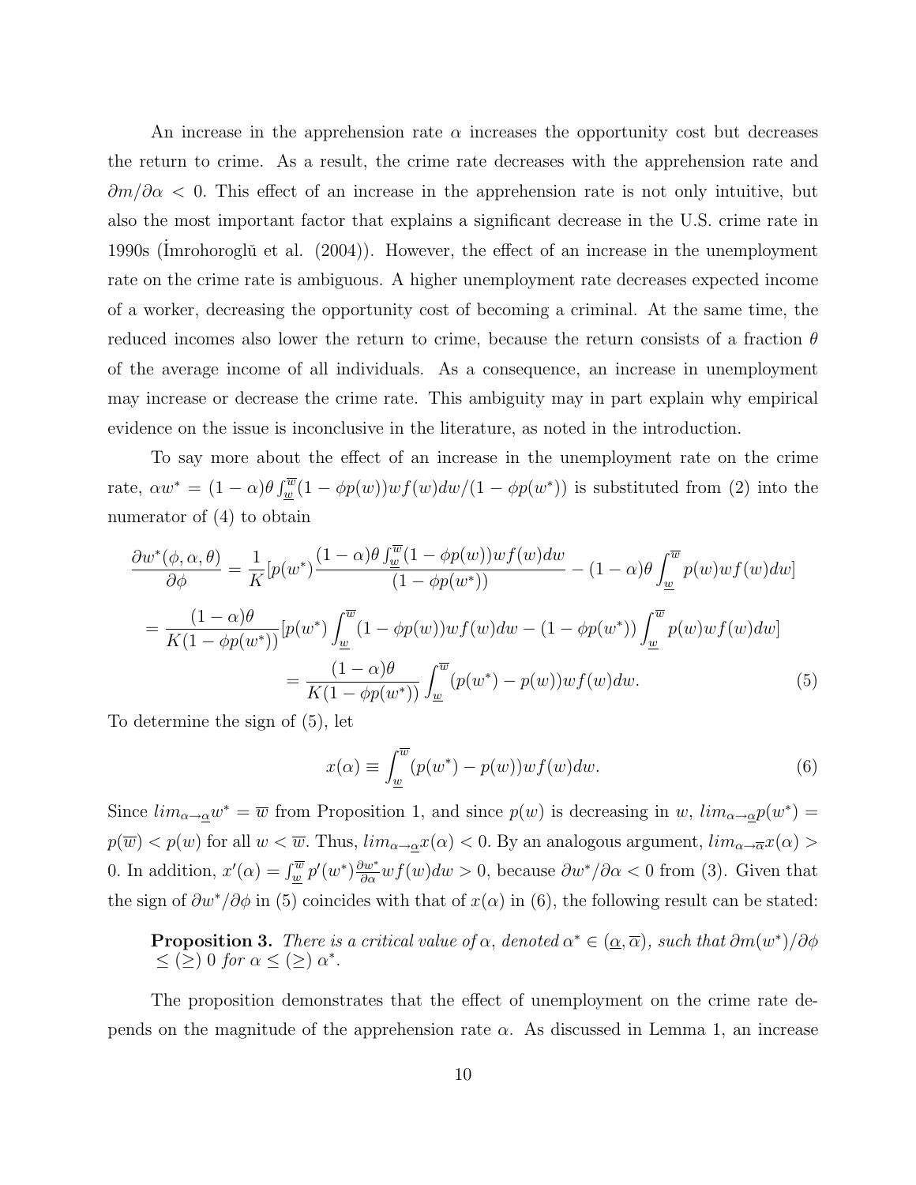An increase in the apprehension rate $\alpha$ increases the opportunity cost but decreases the return to crime. As a result, the crime rate decreases with the apprehension rate and $\partial m/\partial \alpha < 0$. This effect of an increase in the apprehension rate is not only intuitive, but also the most important factor that explains a significant decrease in the U.S. crime rate in 1990s (İmrohoroglŭ et al. (2004)). However, the effect of an increase in the unemployment rate on the crime rate is ambiguous. A higher unemployment rate decreases expected income of a worker, decreasing the opportunity cost of becoming a criminal. At the same time, the reduced incomes also lower the return to crime, because the return consists of a fraction $\theta$ of the average income of all individuals. As a consequence, an increase in unemployment may increase or decrease the crime rate. This ambiguity may in part explain why empirical evidence on the issue is inconclusive in the literature, as noted in the introduction.

To say more about the effect of an increase in the unemployment rate on the crime rate, $\alpha w^* = (1-\alpha)\theta \int_{\underline{w}}^{\overline{w}} (1-\phi p(w)) w f(w) dw / (1-\phi p(w^*))$ is substituted from (2) into the numerator of (4) to obtain

$$
\begin{aligned}
\frac{\partial w^*(\phi,\alpha,\theta)}{\partial \phi} &= \frac{1}{K}\Big[p(w^*)\frac{(1-\alpha)\theta \int_{\underline{w}}^{\overline{w}} (1-\phi p(w)) w f(w) dw}{(1-\phi p(w^*))} - (1-\alpha)\theta \int_{\underline{w}}^{\overline{w}} p(w) w f(w) dw\Big] \\
&= \frac{(1-\alpha)\theta}{K(1-\phi p(w^*))}\Big[p(w^*)\int_{\underline{w}}^{\overline{w}} (1-\phi p(w)) w f(w) dw - (1-\phi p(w^*))\int_{\underline{w}}^{\overline{w}} p(w) w f(w) dw\Big] \\
&= \frac{(1-\alpha)\theta}{K(1-\phi p(w^*))}\int_{\underline{w}}^{\overline{w}} (p(w^*) - p(w)) w f(w) dw. \qquad (5)
\end{aligned}
$$

To determine the sign of (5), let

$$
x(\alpha) \equiv \int_{\underline{w}}^{\overline{w}} (p(w^*) - p(w)) w f(w) dw. \qquad (6)
$$

Since $lim_{\alpha \to \underline{\alpha}} w^* = \overline{w}$ from Proposition 1, and since $p(w)$ is decreasing in $w$, $lim_{\alpha \to \underline{\alpha}} p(w^*) = p(\overline{w}) < p(w)$ for all $w < \overline{w}$. Thus, $lim_{\alpha \to \underline{\alpha}} x(\alpha) < 0$. By an analogous argument, $lim_{\alpha \to \overline{\alpha}} x(\alpha) > 0$. In addition, $x'(\alpha) = \int_{\underline{w}}^{\overline{w}} p'(w^*)\frac{\partial w^*}{\partial \alpha} w f(w) dw > 0$, because $\partial w^*/\partial \alpha < 0$ from (3). Given that the sign of $\partial w^*/\partial \phi$ in (5) coincides with that of $x(\alpha)$ in (6), the following result can be stated:

**Proposition 3.** *There is a critical value of* $\alpha$*, denoted* $\alpha^* \in (\underline{\alpha}, \overline{\alpha})$*, such that* $\partial m(w^*)/\partial \phi \leq (\geq)\ 0$ *for* $\alpha \leq (\geq)\ \alpha^*$*.*

The proposition demonstrates that the effect of unemployment on the crime rate depends on the magnitude of the apprehension rate $\alpha$. As discussed in Lemma 1, an increase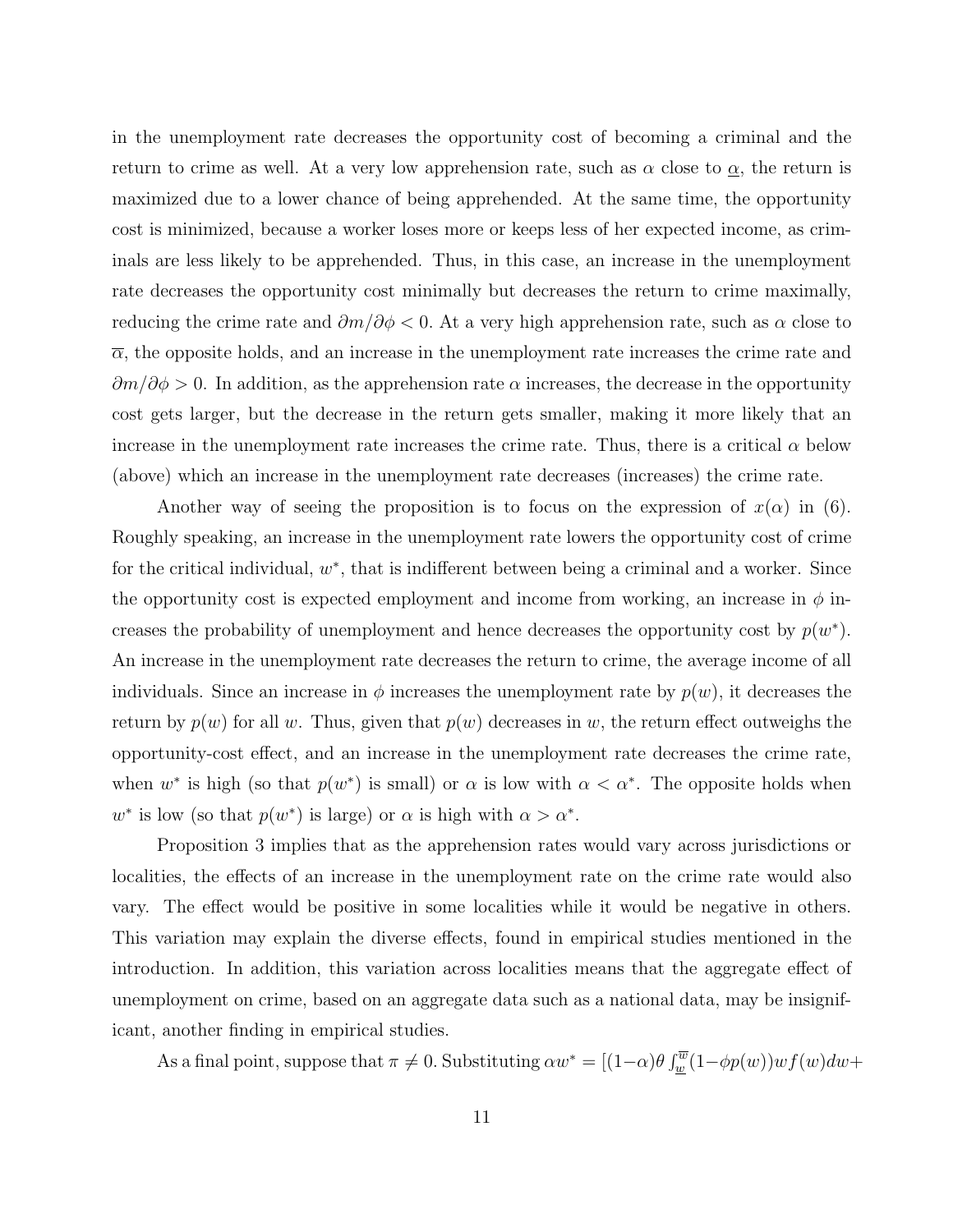in the unemployment rate decreases the opportunity cost of becoming a criminal and the return to crime as well. At a very low apprehension rate, such as $\alpha$ close to $\underline{\alpha}$, the return is maximized due to a lower chance of being apprehended. At the same time, the opportunity cost is minimized, because a worker loses more or keeps less of her expected income, as criminals are less likely to be apprehended. Thus, in this case, an increase in the unemployment rate decreases the opportunity cost minimally but decreases the return to crime maximally, reducing the crime rate and $\partial m/\partial \phi < 0$. At a very high apprehension rate, such as $\alpha$ close to $\overline{\alpha}$, the opposite holds, and an increase in the unemployment rate increases the crime rate and $\partial m/\partial \phi > 0$. In addition, as the apprehension rate $\alpha$ increases, the decrease in the opportunity cost gets larger, but the decrease in the return gets smaller, making it more likely that an increase in the unemployment rate increases the crime rate. Thus, there is a critical $\alpha$ below (above) which an increase in the unemployment rate decreases (increases) the crime rate.

Another way of seeing the proposition is to focus on the expression of $x(\alpha)$ in (6). Roughly speaking, an increase in the unemployment rate lowers the opportunity cost of crime for the critical individual, $w^*$, that is indifferent between being a criminal and a worker. Since the opportunity cost is expected employment and income from working, an increase in $\phi$ increases the probability of unemployment and hence decreases the opportunity cost by $p(w^*)$. An increase in the unemployment rate decreases the return to crime, the average income of all individuals. Since an increase in $\phi$ increases the unemployment rate by $p(w)$, it decreases the return by $p(w)$ for all $w$. Thus, given that $p(w)$ decreases in $w$, the return effect outweighs the opportunity-cost effect, and an increase in the unemployment rate decreases the crime rate, when $w^*$ is high (so that $p(w^*)$ is small) or $\alpha$ is low with $\alpha < \alpha^*$. The opposite holds when $w^*$ is low (so that $p(w^*)$ is large) or $\alpha$ is high with $\alpha > \alpha^*$.

Proposition 3 implies that as the apprehension rates would vary across jurisdictions or localities, the effects of an increase in the unemployment rate on the crime rate would also vary. The effect would be positive in some localities while it would be negative in others. This variation may explain the diverse effects, found in empirical studies mentioned in the introduction. In addition, this variation across localities means that the aggregate effect of unemployment on crime, based on an aggregate data such as a national data, may be insignificant, another finding in empirical studies.

As a final point, suppose that $\pi \neq 0$. Substituting $\alpha w^* = [(1-\alpha)\theta \int_{\underline{w}}^{\overline{w}} (1-\phi p(w)) w f(w) dw +$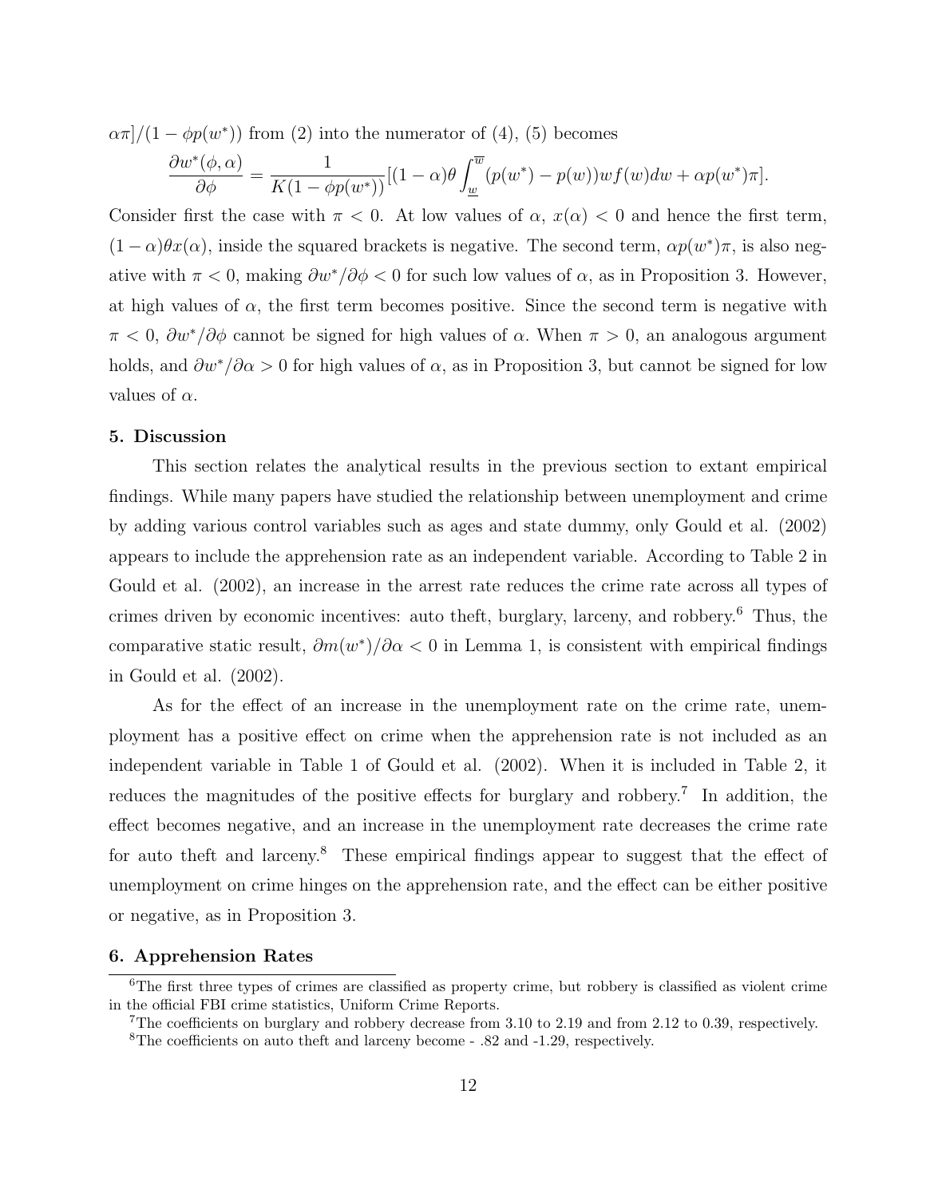$\alpha\pi]/(1-\phi p(w^*))$ from (2) into the numerator of (4), (5) becomes

$$\frac{\partial w^*(\phi,\alpha)}{\partial \phi} = \frac{1}{K(1-\phi p(w^*))}[(1-\alpha)\theta\int_{\underline{w}}^{\overline{w}}(p(w^*)-p(w))wf(w)dw + \alpha p(w^*)\pi].$$

Consider first the case with $\pi < 0$. At low values of $\alpha$, $x(\alpha) < 0$ and hence the first term, $(1-\alpha)\theta x(\alpha)$, inside the squared brackets is negative. The second term, $\alpha p(w^*)\pi$, is also negative with $\pi < 0$, making $\partial w^*/\partial\phi < 0$ for such low values of $\alpha$, as in Proposition 3. However, at high values of $\alpha$, the first term becomes positive. Since the second term is negative with $\pi < 0$, $\partial w^*/\partial\phi$ cannot be signed for high values of $\alpha$. When $\pi > 0$, an analogous argument holds, and $\partial w^*/\partial\alpha > 0$ for high values of $\alpha$, as in Proposition 3, but cannot be signed for low values of $\alpha$.

## 5. Discussion

This section relates the analytical results in the previous section to extant empirical findings. While many papers have studied the relationship between unemployment and crime by adding various control variables such as ages and state dummy, only Gould et al. (2002) appears to include the apprehension rate as an independent variable. According to Table 2 in Gould et al. (2002), an increase in the arrest rate reduces the crime rate across all types of crimes driven by economic incentives: auto theft, burglary, larceny, and robbery.[6] Thus, the comparative static result, $\partial m(w^*)/\partial\alpha < 0$ in Lemma 1, is consistent with empirical findings in Gould et al. (2002).

As for the effect of an increase in the unemployment rate on the crime rate, unemployment has a positive effect on crime when the apprehension rate is not included as an independent variable in Table 1 of Gould et al. (2002). When it is included in Table 2, it reduces the magnitudes of the positive effects for burglary and robbery.[7] In addition, the effect becomes negative, and an increase in the unemployment rate decreases the crime rate for auto theft and larceny.[8] These empirical findings appear to suggest that the effect of unemployment on crime hinges on the apprehension rate, and the effect can be either positive or negative, as in Proposition 3.

## 6. Apprehension Rates

[6] The first three types of crimes are classified as property crime, but robbery is classified as violent crime in the official FBI crime statistics, Uniform Crime Reports.

[7] The coefficients on burglary and robbery decrease from 3.10 to 2.19 and from 2.12 to 0.39, respectively.

[8] The coefficients on auto theft and larceny become - .82 and -1.29, respectively.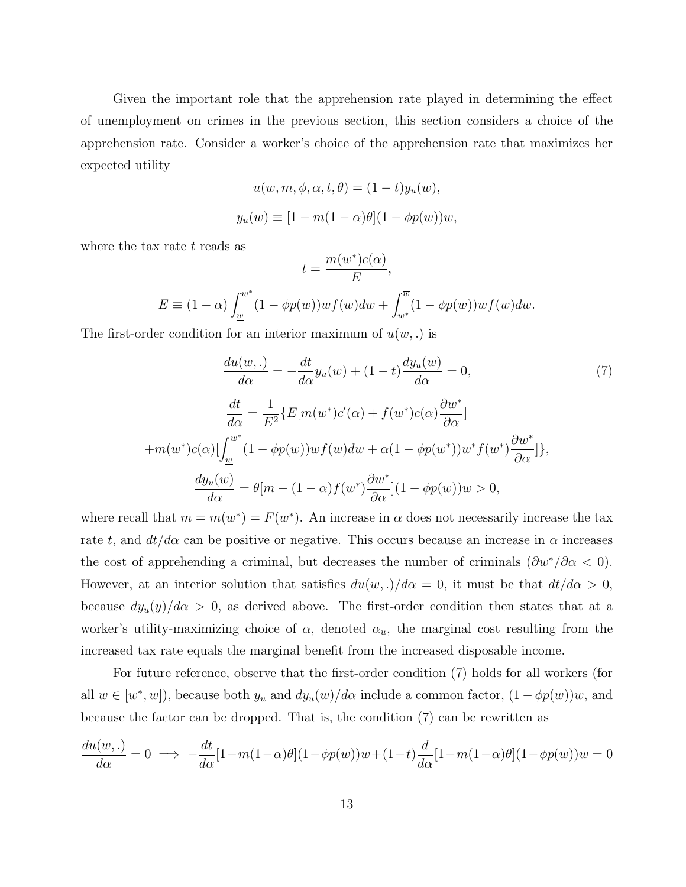Given the important role that the apprehension rate played in determining the effect of unemployment on crimes in the previous section, this section considers a choice of the apprehension rate. Consider a worker's choice of the apprehension rate that maximizes her expected utility

$$u(w, m, \phi, \alpha, t, \theta) = (1-t)y_u(w),$$

$$y_u(w) \equiv [1 - m(1-\alpha)\theta](1 - \phi p(w))w,$$

where the tax rate $t$ reads as

$$t = \frac{m(w^*)c(\alpha)}{E},$$

$$E \equiv (1-\alpha)\int_{\underline{w}}^{w^*}(1-\phi p(w))wf(w)dw + \int_{w^*}^{\overline{w}}(1-\phi p(w))wf(w)dw.$$

The first-order condition for an interior maximum of $u(w,.)$ is

$$\frac{du(w,.)}{d\alpha} = -\frac{dt}{d\alpha}y_u(w) + (1-t)\frac{dy_u(w)}{d\alpha} = 0, \tag{7}$$

$$\frac{dt}{d\alpha} = \frac{1}{E^2}\{E[m(w^*)c'(\alpha) + f(w^*)c(\alpha)\frac{\partial w^*}{\partial \alpha}]$$

$$+m(w^*)c(\alpha)[\int_{\underline{w}}^{w^*}(1-\phi p(w))wf(w)dw + \alpha(1-\phi p(w^*))w^* f(w^*)\frac{\partial w^*}{\partial \alpha}]\},$$

$$\frac{dy_u(w)}{d\alpha} = \theta[m - (1-\alpha)f(w^*)\frac{\partial w^*}{\partial \alpha}](1-\phi p(w))w > 0,$$

where recall that $m = m(w^*) = F(w^*)$. An increase in $\alpha$ does not necessarily increase the tax rate $t$, and $dt/d\alpha$ can be positive or negative. This occurs because an increase in $\alpha$ increases the cost of apprehending a criminal, but decreases the number of criminals ($\partial w^*/\partial \alpha < 0$). However, at an interior solution that satisfies $du(w,.)/d\alpha = 0$, it must be that $dt/d\alpha > 0$, because $dy_u(y)/d\alpha > 0$, as derived above. The first-order condition then states that at a worker's utility-maximizing choice of $\alpha$, denoted $\alpha_u$, the marginal cost resulting from the increased tax rate equals the marginal benefit from the increased disposable income.

For future reference, observe that the first-order condition (7) holds for all workers (for all $w \in [w^*, \overline{w}]$), because both $y_u$ and $dy_u(w)/d\alpha$ include a common factor, $(1-\phi p(w))w$, and because the factor can be dropped. That is, the condition (7) can be rewritten as

$$\frac{du(w,.)}{d\alpha} = 0 \implies -\frac{dt}{d\alpha}[1-m(1-\alpha)\theta](1-\phi p(w))w + (1-t)\frac{d}{d\alpha}[1-m(1-\alpha)\theta](1-\phi p(w))w = 0$$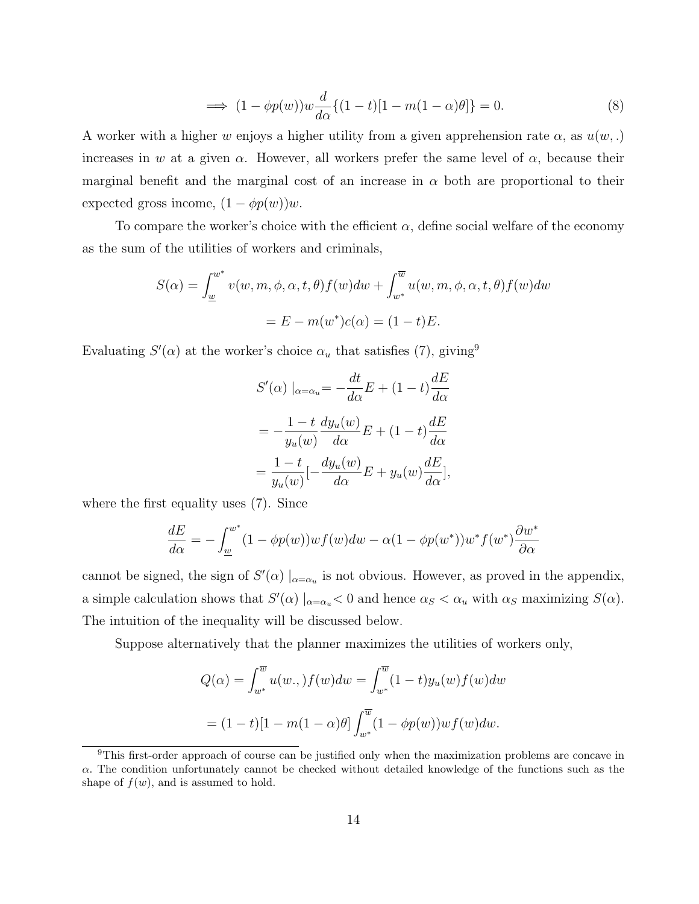$$\implies (1 - \phi p(w))w \frac{d}{d\alpha}\{(1-t)[1 - m(1-\alpha)\theta]\} = 0. \tag{8}$$

A worker with a higher $w$ enjoys a higher utility from a given apprehension rate $\alpha$, as $u(w, .)$ increases in $w$ at a given $\alpha$. However, all workers prefer the same level of $\alpha$, because their marginal benefit and the marginal cost of an increase in $\alpha$ both are proportional to their expected gross income, $(1 - \phi p(w))w$.

To compare the worker's choice with the efficient $\alpha$, define social welfare of the economy as the sum of the utilities of workers and criminals,

$$S(\alpha) = \int_{\underline{w}}^{w^*} v(w, m, \phi, \alpha, t, \theta) f(w) dw + \int_{w^*}^{\overline{w}} u(w, m, \phi, \alpha, t, \theta) f(w) dw$$

$$= E - m(w^*)c(\alpha) = (1-t)E.$$

Evaluating $S'(\alpha)$ at the worker's choice $\alpha_u$ that satisfies (7), giving[9]

$$S'(\alpha)\mid_{\alpha=\alpha_u} = -\frac{dt}{d\alpha}E + (1-t)\frac{dE}{d\alpha}$$

$$= -\frac{1-t}{y_u(w)}\frac{dy_u(w)}{d\alpha}E + (1-t)\frac{dE}{d\alpha}$$

$$= \frac{1-t}{y_u(w)}[-\frac{dy_u(w)}{d\alpha}E + y_u(w)\frac{dE}{d\alpha}],$$

where the first equality uses (7). Since

$$\frac{dE}{d\alpha} = -\int_{\underline{w}}^{w^*} (1 - \phi p(w))w f(w) dw - \alpha(1 - \phi p(w^*))w^* f(w^*)\frac{\partial w^*}{\partial \alpha}$$

cannot be signed, the sign of $S'(\alpha)\mid_{\alpha=\alpha_u}$ is not obvious. However, as proved in the appendix, a simple calculation shows that $S'(\alpha)\mid_{\alpha=\alpha_u} < 0$ and hence $\alpha_S < \alpha_u$ with $\alpha_S$ maximizing $S(\alpha)$. The intuition of the inequality will be discussed below.

Suppose alternatively that the planner maximizes the utilities of workers only,

$$Q(\alpha) = \int_{w^*}^{\overline{w}} u(w.,)f(w)dw = \int_{w^*}^{\overline{w}} (1-t)y_u(w)f(w)dw$$

$$= (1-t)[1 - m(1-\alpha)\theta]\int_{w^*}^{\overline{w}} (1 - \phi p(w))w f(w) dw.$$

[9]This first-order approach of course can be justified only when the maximization problems are concave in $\alpha$. The condition unfortunately cannot be checked without detailed knowledge of the functions such as the shape of $f(w)$, and is assumed to hold.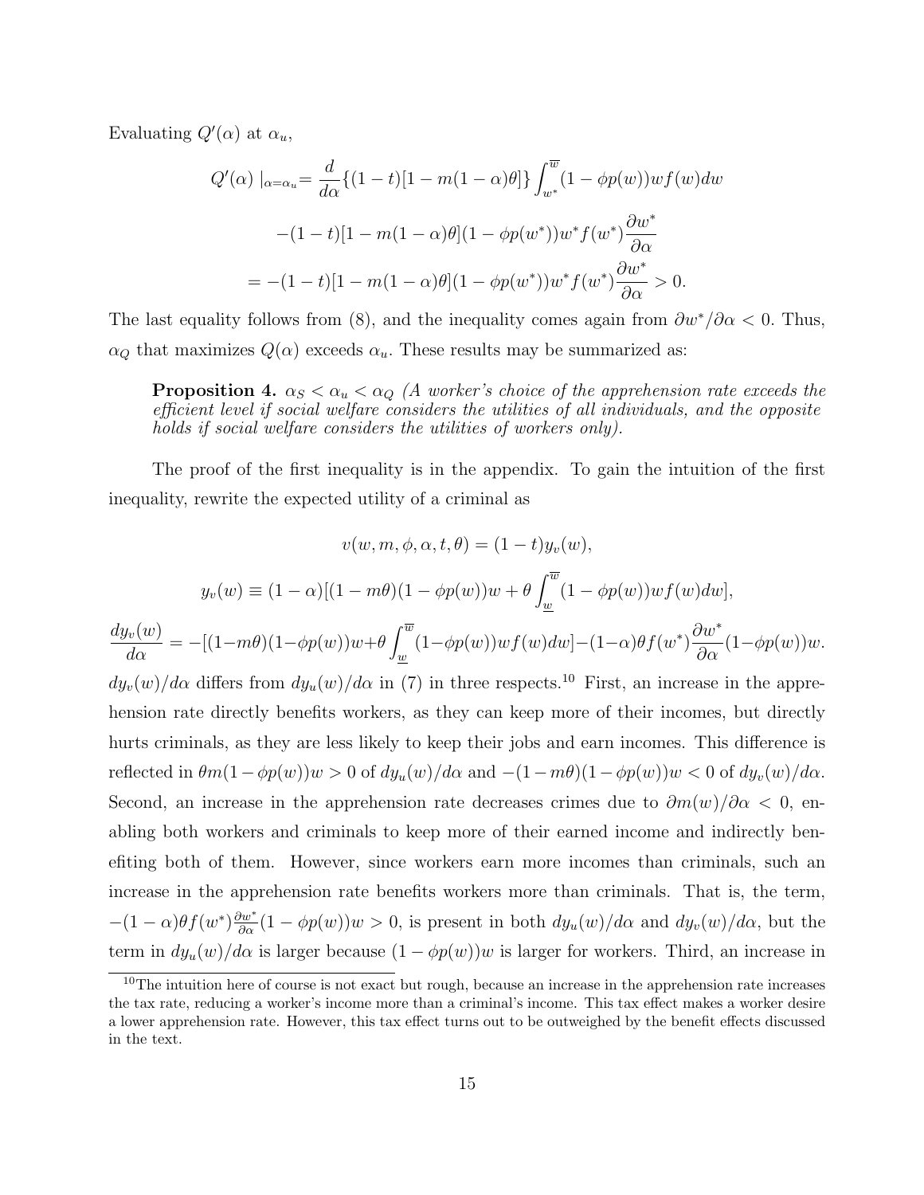Evaluating $Q'(\alpha)$ at $\alpha_u$,

$$
\begin{aligned}
Q'(\alpha)\mid_{\alpha=\alpha_u} &= \frac{d}{d\alpha}\{(1-t)[1-m(1-\alpha)\theta]\}\int_{w^*}^{\overline{w}}(1-\phi p(w))wf(w)dw \\
&\quad -(1-t)[1-m(1-\alpha)\theta](1-\phi p(w^*))w^* f(w^*)\frac{\partial w^*}{\partial \alpha} \\
&= -(1-t)[1-m(1-\alpha)\theta](1-\phi p(w^*))w^* f(w^*)\frac{\partial w^*}{\partial \alpha} > 0.
\end{aligned}
$$

The last equality follows from (8), and the inequality comes again from $\partial w^*/\partial\alpha < 0$. Thus, $\alpha_Q$ that maximizes $Q(\alpha)$ exceeds $\alpha_u$. These results may be summarized as:

> **Proposition 4.** $\alpha_S < \alpha_u < \alpha_Q$ *(A worker's choice of the apprehension rate exceeds the efficient level if social welfare considers the utilities of all individuals, and the opposite holds if social welfare considers the utilities of workers only).*

The proof of the first inequality is in the appendix. To gain the intuition of the first inequality, rewrite the expected utility of a criminal as

$$
v(w, m, \phi, \alpha, t, \theta) = (1-t)y_v(w),
$$

$$
y_v(w) \equiv (1-\alpha)[(1-m\theta)(1-\phi p(w))w + \theta\int_{\underline{w}}^{\overline{w}}(1-\phi p(w))wf(w)dw],
$$

$$
\frac{dy_v(w)}{d\alpha} = -[(1-m\theta)(1-\phi p(w))w+\theta\int_{\underline{w}}^{\overline{w}}(1-\phi p(w))wf(w)dw]-(1-\alpha)\theta f(w^*)\frac{\partial w^*}{\partial \alpha}(1-\phi p(w))w.
$$

$dy_v(w)/d\alpha$ differs from $dy_u(w)/d\alpha$ in (7) in three respects.[10] First, an increase in the apprehension rate directly benefits workers, as they can keep more of their incomes, but directly hurts criminals, as they are less likely to keep their jobs and earn incomes. This difference is reflected in $\theta m(1-\phi p(w))w > 0$ of $dy_u(w)/d\alpha$ and $-(1-m\theta)(1-\phi p(w))w < 0$ of $dy_v(w)/d\alpha$. Second, an increase in the apprehension rate decreases crimes due to $\partial m(w)/\partial\alpha < 0$, enabling both workers and criminals to keep more of their earned income and indirectly benefiting both of them. However, since workers earn more incomes than criminals, such an increase in the apprehension rate benefits workers more than criminals. That is, the term, $-(1-\alpha)\theta f(w^*)\frac{\partial w^*}{\partial\alpha}(1-\phi p(w))w > 0$, is present in both $dy_u(w)/d\alpha$ and $dy_v(w)/d\alpha$, but the term in $dy_u(w)/d\alpha$ is larger because $(1-\phi p(w))w$ is larger for workers. Third, an increase in

[10] The intuition here of course is not exact but rough, because an increase in the apprehension rate increases the tax rate, reducing a worker's income more than a criminal's income. This tax effect makes a worker desire a lower apprehension rate. However, this tax effect turns out to be outweighed by the benefit effects discussed in the text.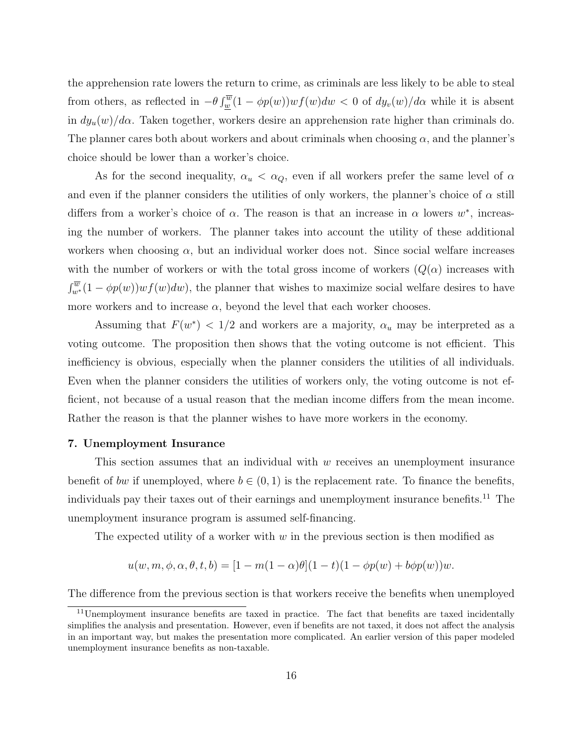the apprehension rate lowers the return to crime, as criminals are less likely to be able to steal from others, as reflected in $-\theta \int_{\underline{w}}^{\overline{w}} (1 - \phi p(w)) w f(w) dw < 0$ of $dy_v(w)/d\alpha$ while it is absent in $dy_u(w)/d\alpha$. Taken together, workers desire an apprehension rate higher than criminals do. The planner cares both about workers and about criminals when choosing $\alpha$, and the planner's choice should be lower than a worker's choice.

As for the second inequality, $\alpha_u < \alpha_Q$, even if all workers prefer the same level of $\alpha$ and even if the planner considers the utilities of only workers, the planner's choice of $\alpha$ still differs from a worker's choice of $\alpha$. The reason is that an increase in $\alpha$ lowers $w^*$, increasing the number of workers. The planner takes into account the utility of these additional workers when choosing $\alpha$, but an individual worker does not. Since social welfare increases with the number of workers or with the total gross income of workers ($Q(\alpha)$ increases with $\int_{w^*}^{\overline{w}} (1 - \phi p(w)) w f(w) dw$), the planner that wishes to maximize social welfare desires to have more workers and to increase $\alpha$, beyond the level that each worker chooses.

Assuming that $F(w^*) < 1/2$ and workers are a majority, $\alpha_u$ may be interpreted as a voting outcome. The proposition then shows that the voting outcome is not efficient. This inefficiency is obvious, especially when the planner considers the utilities of all individuals. Even when the planner considers the utilities of workers only, the voting outcome is not efficient, not because of a usual reason that the median income differs from the mean income. Rather the reason is that the planner wishes to have more workers in the economy.

### 7. Unemployment Insurance

This section assumes that an individual with $w$ receives an unemployment insurance benefit of $bw$ if unemployed, where $b \in (0, 1)$ is the replacement rate. To finance the benefits, individuals pay their taxes out of their earnings and unemployment insurance benefits.[11] The unemployment insurance program is assumed self-financing.

The expected utility of a worker with $w$ in the previous section is then modified as

$$u(w, m, \phi, \alpha, \theta, t, b) = [1 - m(1 - \alpha)\theta](1 - t)(1 - \phi p(w) + b\phi p(w))w.$$

The difference from the previous section is that workers receive the benefits when unemployed

[11] Unemployment insurance benefits are taxed in practice. The fact that benefits are taxed incidentally simplifies the analysis and presentation. However, even if benefits are not taxed, it does not affect the analysis in an important way, but makes the presentation more complicated. An earlier version of this paper modeled unemployment insurance benefits as non-taxable.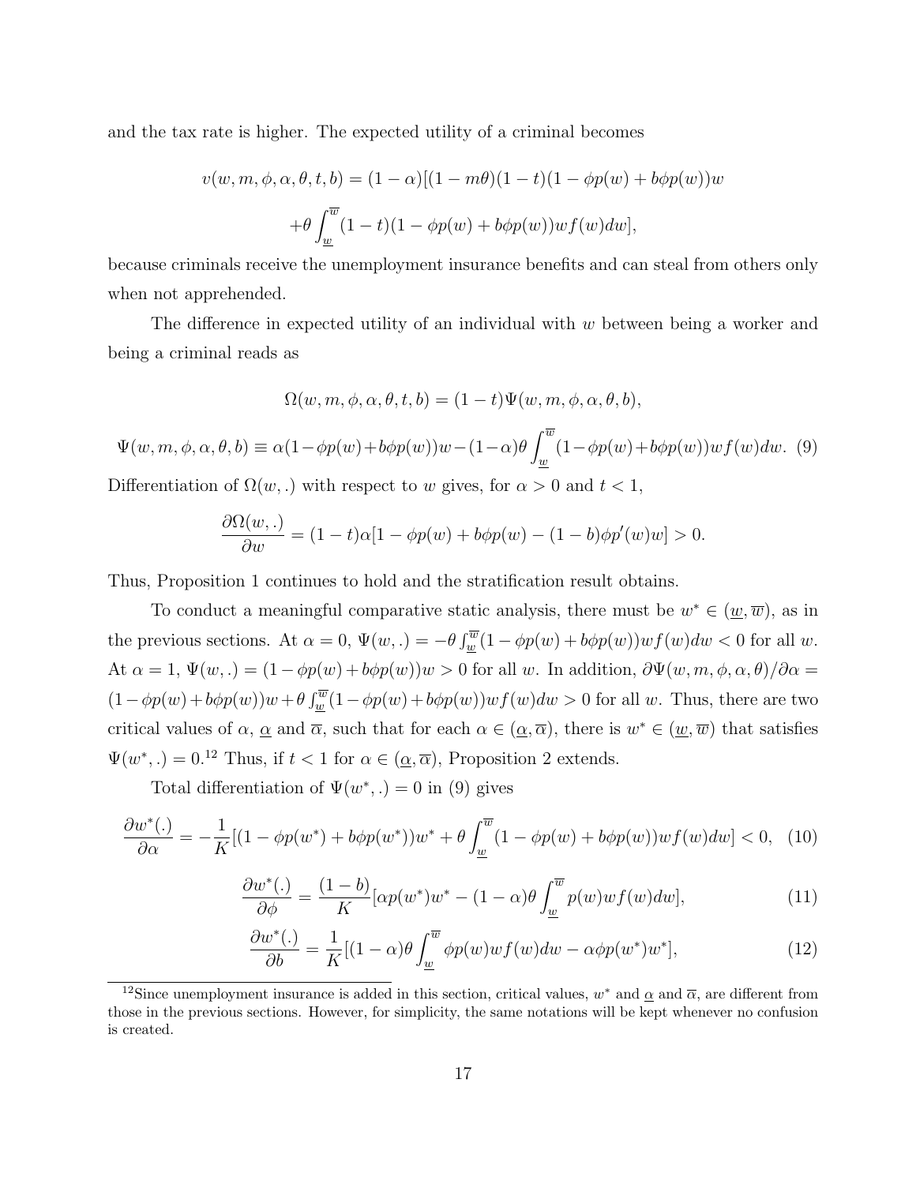and the tax rate is higher. The expected utility of a criminal becomes

$$v(w, m, \phi, \alpha, \theta, t, b) = (1-\alpha)[(1-m\theta)(1-t)(1-\phi p(w)+b\phi p(w))w$$
$$+\theta \int_{\underline{w}}^{\overline{w}} (1-t)(1-\phi p(w)+b\phi p(w))wf(w)dw],$$

because criminals receive the unemployment insurance benefits and can steal from others only when not apprehended.

The difference in expected utility of an individual with $w$ between being a worker and being a criminal reads as

$$\Omega(w, m, \phi, \alpha, \theta, t, b) = (1-t)\Psi(w, m, \phi, \alpha, \theta, b),$$

$$\Psi(w, m, \phi, \alpha, \theta, b) \equiv \alpha(1-\phi p(w)+b\phi p(w))w - (1-\alpha)\theta \int_{\underline{w}}^{\overline{w}} (1-\phi p(w)+b\phi p(w))wf(w)dw. \quad (9)$$

Differentiation of $\Omega(w, .)$ with respect to $w$ gives, for $\alpha > 0$ and $t < 1$,

$$\frac{\partial \Omega(w, .)}{\partial w} = (1-t)\alpha[1-\phi p(w)+b\phi p(w)-(1-b)\phi p'(w)w] > 0.$$

Thus, Proposition 1 continues to hold and the stratification result obtains.

To conduct a meaningful comparative static analysis, there must be $w^* \in (\underline{w}, \overline{w})$, as in the previous sections. At $\alpha = 0$, $\Psi(w, .) = -\theta \int_{\underline{w}}^{\overline{w}} (1-\phi p(w)+b\phi p(w))wf(w)dw < 0$ for all $w$. At $\alpha = 1$, $\Psi(w, .) = (1-\phi p(w)+b\phi p(w))w > 0$ for all $w$. In addition, $\partial \Psi(w, m, \phi, \alpha, \theta)/\partial \alpha = (1-\phi p(w)+b\phi p(w))w + \theta \int_{\underline{w}}^{\overline{w}} (1-\phi p(w)+b\phi p(w))wf(w)dw > 0$ for all $w$. Thus, there are two critical values of $\alpha$, $\underline{\alpha}$ and $\overline{\alpha}$, such that for each $\alpha \in (\underline{\alpha}, \overline{\alpha})$, there is $w^* \in (\underline{w}, \overline{w})$ that satisfies $\Psi(w^*, .) = 0$.[12] Thus, if $t < 1$ for $\alpha \in (\underline{\alpha}, \overline{\alpha})$, Proposition 2 extends.

Total differentiation of $\Psi(w^*, .) = 0$ in (9) gives

$$\frac{\partial w^*(.)}{\partial \alpha} = -\frac{1}{K}[(1-\phi p(w^*)+b\phi p(w^*))w^* + \theta \int_{\underline{w}}^{\overline{w}} (1-\phi p(w)+b\phi p(w))wf(w)dw] < 0, \quad (10)$$

$$\frac{\partial w^*(.)}{\partial \phi} = \frac{(1-b)}{K}[\alpha p(w^*)w^* - (1-\alpha)\theta \int_{\underline{w}}^{\overline{w}} p(w)wf(w)dw], \quad (11)$$

$$\frac{\partial w^*(.)}{\partial b} = \frac{1}{K}[(1-\alpha)\theta \int_{\underline{w}}^{\overline{w}} \phi p(w)wf(w)dw - \alpha\phi p(w^*)w^*], \quad (12)$$

[12] Since unemployment insurance is added in this section, critical values, $w^*$ and $\underline{\alpha}$ and $\overline{\alpha}$, are different from those in the previous sections. However, for simplicity, the same notations will be kept whenever no confusion is created.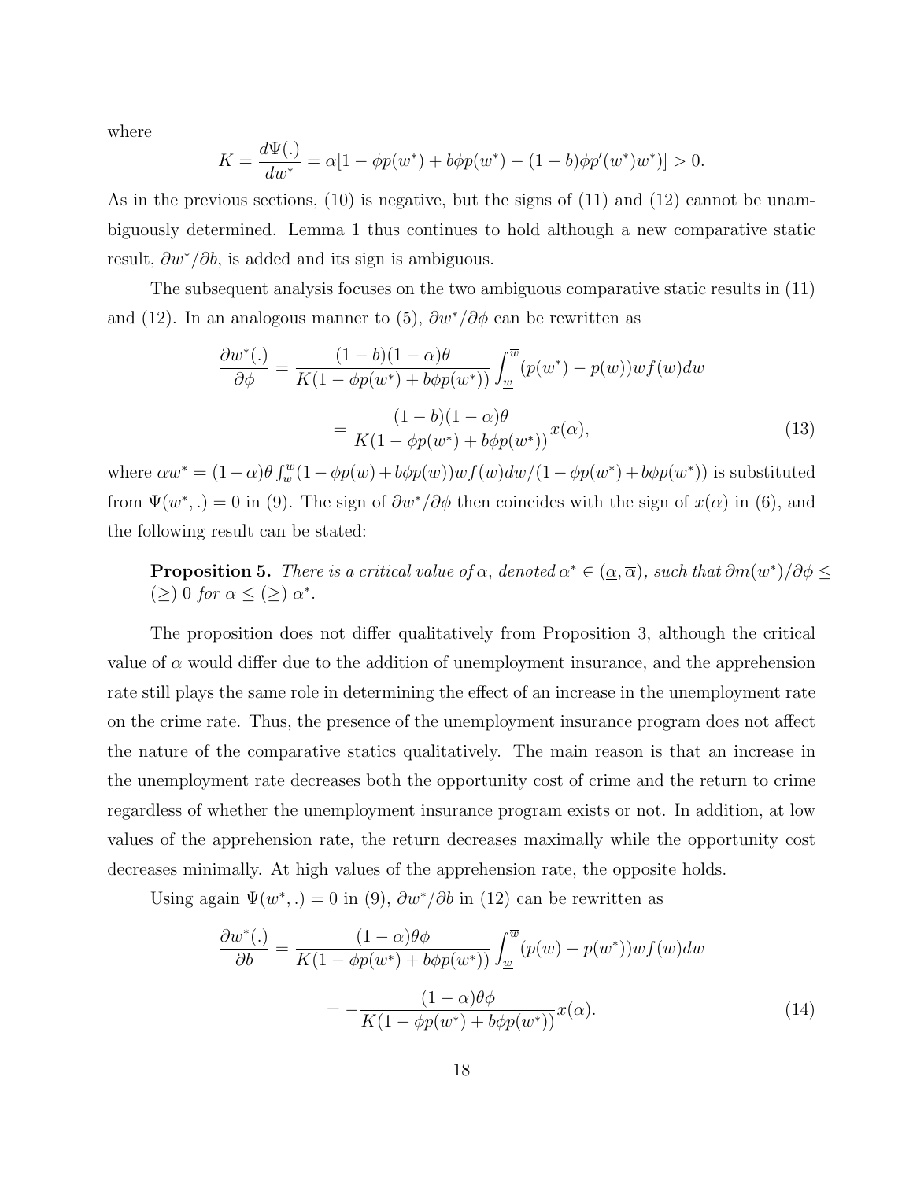where

$$K = \frac{d\Psi(.)}{dw^*} = \alpha[1 - \phi p(w^*) + b\phi p(w^*) - (1-b)\phi p'(w^*)w^*)] > 0.$$

As in the previous sections, (10) is negative, but the signs of (11) and (12) cannot be unambiguously determined. Lemma 1 thus continues to hold although a new comparative static result, $\partial w^*/\partial b$, is added and its sign is ambiguous.

The subsequent analysis focuses on the two ambiguous comparative static results in (11) and (12). In an analogous manner to (5), $\partial w^*/\partial \phi$ can be rewritten as

$$\begin{aligned}
\frac{\partial w^*(.)}{\partial \phi} &= \frac{(1-b)(1-\alpha)\theta}{K(1 - \phi p(w^*) + b\phi p(w^*))} \int_{\underline{w}}^{\overline{w}} (p(w^*) - p(w))wf(w)dw \\
&= \frac{(1-b)(1-\alpha)\theta}{K(1 - \phi p(w^*) + b\phi p(w^*))} x(\alpha), \qquad (13)
\end{aligned}$$

where $\alpha w^* = (1-\alpha)\theta \int_{\underline{w}}^{\overline{w}} (1 - \phi p(w) + b\phi p(w))wf(w)dw/(1 - \phi p(w^*) + b\phi p(w^*))$ is substituted from $\Psi(w^*, .) = 0$ in (9). The sign of $\partial w^*/\partial \phi$ then coincides with the sign of $x(\alpha)$ in (6), and the following result can be stated:

> **Proposition 5.** *There is a critical value of* $\alpha$, *denoted* $\alpha^* \in (\underline{\alpha}, \overline{\alpha})$, *such that* $\partial m(w^*)/\partial \phi \leq (\geq)\ 0$ *for* $\alpha \leq (\geq)\ \alpha^*$.

The proposition does not differ qualitatively from Proposition 3, although the critical value of $\alpha$ would differ due to the addition of unemployment insurance, and the apprehension rate still plays the same role in determining the effect of an increase in the unemployment rate on the crime rate. Thus, the presence of the unemployment insurance program does not affect the nature of the comparative statics qualitatively. The main reason is that an increase in the unemployment rate decreases both the opportunity cost of crime and the return to crime regardless of whether the unemployment insurance program exists or not. In addition, at low values of the apprehension rate, the return decreases maximally while the opportunity cost decreases minimally. At high values of the apprehension rate, the opposite holds.

Using again $\Psi(w^*, .) = 0$ in (9), $\partial w^*/\partial b$ in (12) can be rewritten as

$$\begin{aligned}
\frac{\partial w^*(.)}{\partial b} &= \frac{(1-\alpha)\theta\phi}{K(1 - \phi p(w^*) + b\phi p(w^*))} \int_{\underline{w}}^{\overline{w}} (p(w) - p(w^*))wf(w)dw \\
&= -\frac{(1-\alpha)\theta\phi}{K(1 - \phi p(w^*) + b\phi p(w^*))} x(\alpha). \qquad (14)
\end{aligned}$$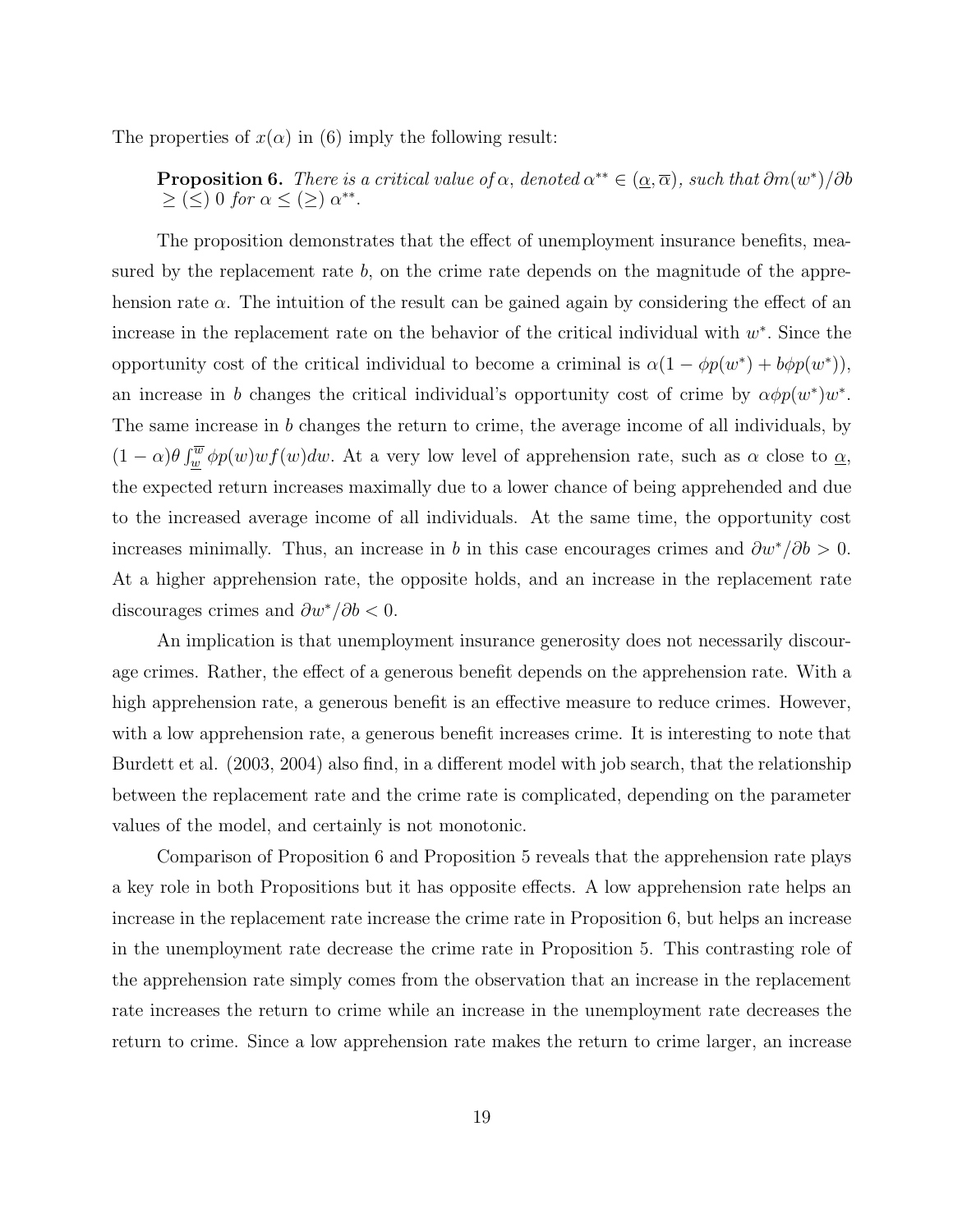The properties of $x(\alpha)$ in (6) imply the following result:

> **Proposition 6.** *There is a critical value of $\alpha$, denoted $\alpha^{**} \in (\underline{\alpha}, \overline{\alpha})$, such that $\partial m(w^*)/\partial b \geq (\leq)\ 0$ for $\alpha \leq (\geq)\ \alpha^{**}$.*

The proposition demonstrates that the effect of unemployment insurance benefits, measured by the replacement rate $b$, on the crime rate depends on the magnitude of the apprehension rate $\alpha$. The intuition of the result can be gained again by considering the effect of an increase in the replacement rate on the behavior of the critical individual with $w^*$. Since the opportunity cost of the critical individual to become a criminal is $\alpha(1 - \phi p(w^*) + b\phi p(w^*))$, an increase in $b$ changes the critical individual's opportunity cost of crime by $\alpha\phi p(w^*)w^*$. The same increase in $b$ changes the return to crime, the average income of all individuals, by $(1-\alpha)\theta \int_{\underline{w}}^{\overline{w}} \phi p(w) w f(w) dw$. At a very low level of apprehension rate, such as $\alpha$ close to $\underline{\alpha}$, the expected return increases maximally due to a lower chance of being apprehended and due to the increased average income of all individuals. At the same time, the opportunity cost increases minimally. Thus, an increase in $b$ in this case encourages crimes and $\partial w^*/\partial b > 0$. At a higher apprehension rate, the opposite holds, and an increase in the replacement rate discourages crimes and $\partial w^*/\partial b < 0$.

An implication is that unemployment insurance generosity does not necessarily discourage crimes. Rather, the effect of a generous benefit depends on the apprehension rate. With a high apprehension rate, a generous benefit is an effective measure to reduce crimes. However, with a low apprehension rate, a generous benefit increases crime. It is interesting to note that Burdett et al. (2003, 2004) also find, in a different model with job search, that the relationship between the replacement rate and the crime rate is complicated, depending on the parameter values of the model, and certainly is not monotonic.

Comparison of Proposition 6 and Proposition 5 reveals that the apprehension rate plays a key role in both Propositions but it has opposite effects. A low apprehension rate helps an increase in the replacement rate increase the crime rate in Proposition 6, but helps an increase in the unemployment rate decrease the crime rate in Proposition 5. This contrasting role of the apprehension rate simply comes from the observation that an increase in the replacement rate increases the return to crime while an increase in the unemployment rate decreases the return to crime. Since a low apprehension rate makes the return to crime larger, an increase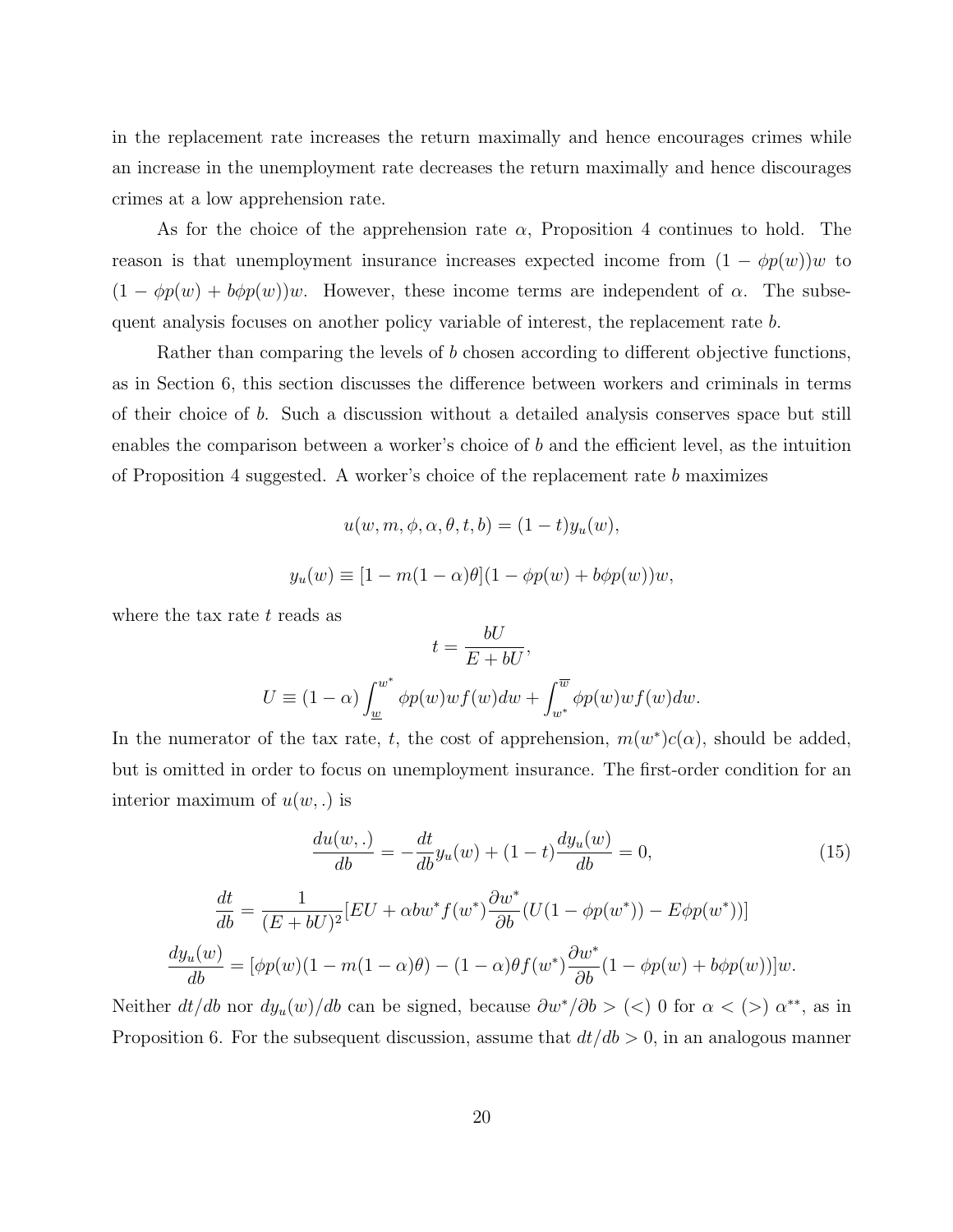in the replacement rate increases the return maximally and hence encourages crimes while an increase in the unemployment rate decreases the return maximally and hence discourages crimes at a low apprehension rate.

As for the choice of the apprehension rate $\alpha$, Proposition 4 continues to hold. The reason is that unemployment insurance increases expected income from $(1 - \phi p(w))w$ to $(1 - \phi p(w) + b\phi p(w))w$. However, these income terms are independent of $\alpha$. The subsequent analysis focuses on another policy variable of interest, the replacement rate $b$.

Rather than comparing the levels of $b$ chosen according to different objective functions, as in Section 6, this section discusses the difference between workers and criminals in terms of their choice of $b$. Such a discussion without a detailed analysis conserves space but still enables the comparison between a worker's choice of $b$ and the efficient level, as the intuition of Proposition 4 suggested. A worker's choice of the replacement rate $b$ maximizes

$$u(w, m, \phi, \alpha, \theta, t, b) = (1 - t)y_u(w),$$

$$y_u(w) \equiv [1 - m(1 - \alpha)\theta](1 - \phi p(w) + b\phi p(w))w,$$

where the tax rate $t$ reads as

$$t = \frac{bU}{E + bU},$$

$$U \equiv (1 - \alpha)\int_{\underline{w}}^{w^*} \phi p(w)wf(w)dw + \int_{w^*}^{\overline{w}} \phi p(w)wf(w)dw.$$

In the numerator of the tax rate, $t$, the cost of apprehension, $m(w^*)c(\alpha)$, should be added, but is omitted in order to focus on unemployment insurance. The first-order condition for an interior maximum of $u(w, .)$ is

$$\frac{du(w, .)}{db} = -\frac{dt}{db}y_u(w) + (1 - t)\frac{dy_u(w)}{db} = 0, \tag{15}$$

$$\frac{dt}{db} = \frac{1}{(E + bU)^2}[EU + \alpha bw^* f(w^*)\frac{\partial w^*}{\partial b}(U(1 - \phi p(w^*)) - E\phi p(w^*))]$$

$$\frac{dy_u(w)}{db} = [\phi p(w)(1 - m(1 - \alpha)\theta) - (1 - \alpha)\theta f(w^*)\frac{\partial w^*}{\partial b}(1 - \phi p(w) + b\phi p(w))]w.$$

Neither $dt/db$ nor $dy_u(w)/db$ can be signed, because $\partial w^*/\partial b > (<)\ 0$ for $\alpha < (>)\ \alpha^{**}$, as in Proposition 6. For the subsequent discussion, assume that $dt/db > 0$, in an analogous manner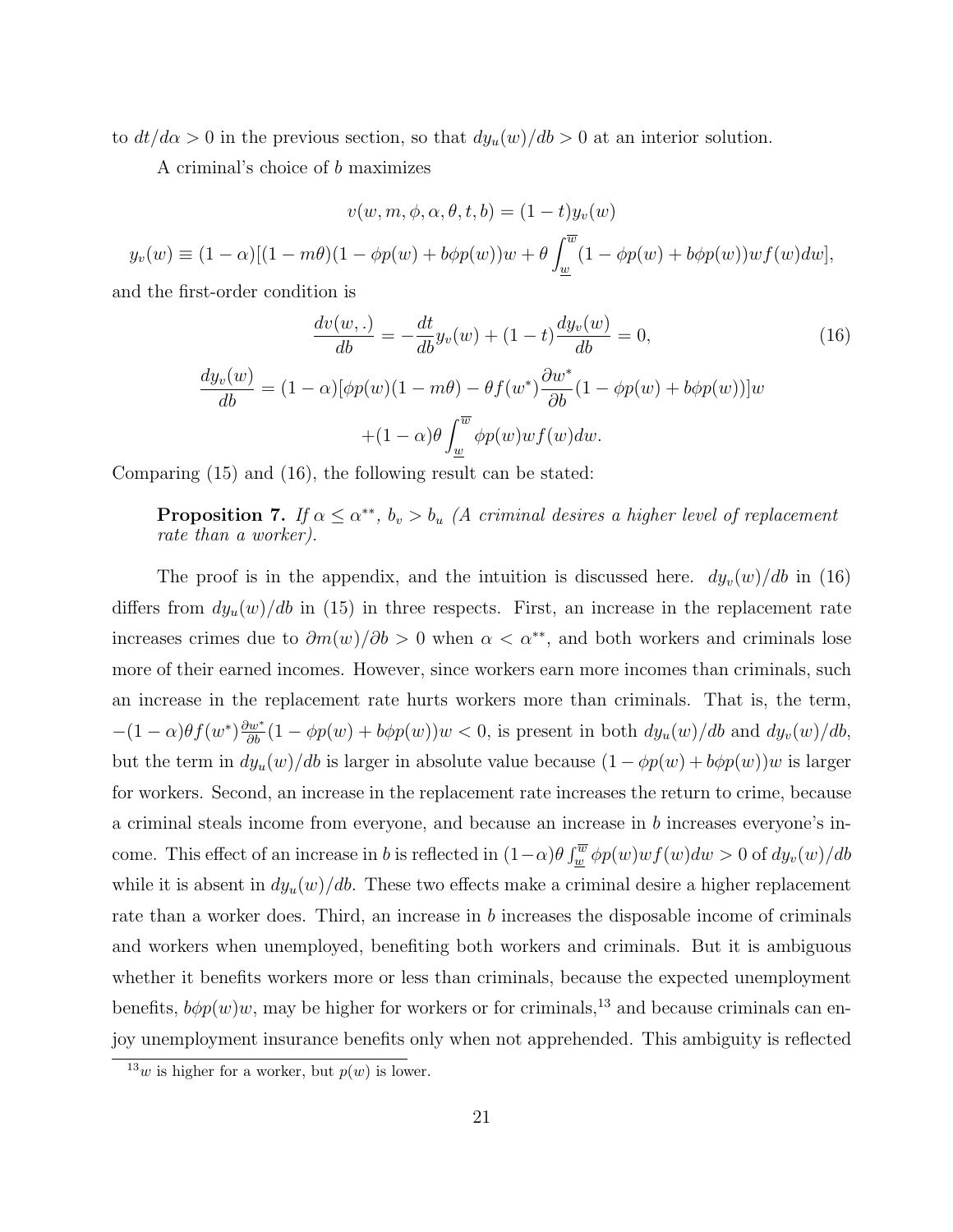to $dt/d\alpha > 0$ in the previous section, so that $dy_u(w)/db > 0$ at an interior solution.

A criminal's choice of $b$ maximizes

$$v(w, m, \phi, \alpha, \theta, t, b) = (1-t)y_v(w)$$

$$y_v(w) \equiv (1-\alpha)[(1-m\theta)(1-\phi p(w)+b\phi p(w))w + \theta\int_{\underline{w}}^{\overline{w}}(1-\phi p(w)+b\phi p(w))wf(w)dw],$$

and the first-order condition is

$$\frac{dv(w,.)}{db} = -\frac{dt}{db}y_v(w) + (1-t)\frac{dy_v(w)}{db} = 0, \tag{16}$$

$$\frac{dy_v(w)}{db} = (1-\alpha)[\phi p(w)(1-m\theta) - \theta f(w^*)\frac{\partial w^*}{\partial b}(1-\phi p(w)+b\phi p(w))]w$$
$$+(1-\alpha)\theta\int_{\underline{w}}^{\overline{w}}\phi p(w)wf(w)dw.$$

Comparing (15) and (16), the following result can be stated:

> **Proposition 7.** *If $\alpha \leq \alpha^{**}$, $b_v > b_u$ (A criminal desires a higher level of replacement rate than a worker).*

The proof is in the appendix, and the intuition is discussed here. $dy_v(w)/db$ in (16) differs from $dy_u(w)/db$ in (15) in three respects. First, an increase in the replacement rate increases crimes due to $\partial m(w)/\partial b > 0$ when $\alpha < \alpha^{**}$, and both workers and criminals lose more of their earned incomes. However, since workers earn more incomes than criminals, such an increase in the replacement rate hurts workers more than criminals. That is, the term, $-(1-\alpha)\theta f(w^*)\frac{\partial w^*}{\partial b}(1-\phi p(w)+b\phi p(w))w < 0$, is present in both $dy_u(w)/db$ and $dy_v(w)/db$, but the term in $dy_u(w)/db$ is larger in absolute value because $(1-\phi p(w)+b\phi p(w))w$ is larger for workers. Second, an increase in the replacement rate increases the return to crime, because a criminal steals income from everyone, and because an increase in $b$ increases everyone's income. This effect of an increase in $b$ is reflected in $(1-\alpha)\theta\int_{\underline{w}}^{\overline{w}}\phi p(w)wf(w)dw > 0$ of $dy_v(w)/db$ while it is absent in $dy_u(w)/db$. These two effects make a criminal desire a higher replacement rate than a worker does. Third, an increase in $b$ increases the disposable income of criminals and workers when unemployed, benefiting both workers and criminals. But it is ambiguous whether it benefits workers more or less than criminals, because the expected unemployment benefits, $b\phi p(w)w$, may be higher for workers or for criminals,[13] and because criminals can enjoy unemployment insurance benefits only when not apprehended. This ambiguity is reflected

[13] $w$ is higher for a worker, but $p(w)$ is lower.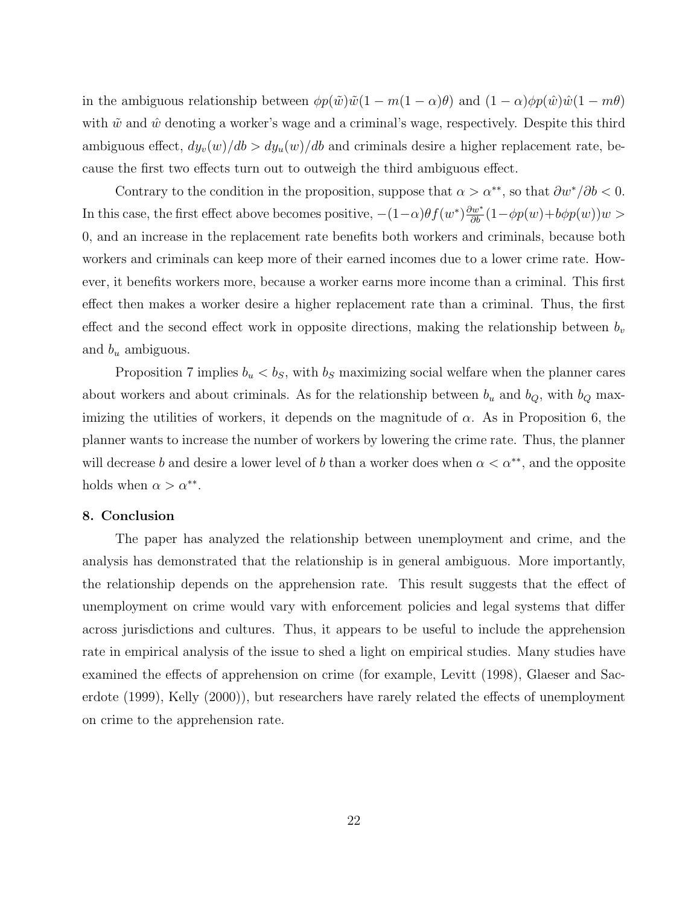in the ambiguous relationship between $\phi p(\tilde{w})\tilde{w}(1 - m(1-\alpha)\theta)$ and $(1-\alpha)\phi p(\hat{w})\hat{w}(1 - m\theta)$ with $\tilde{w}$ and $\hat{w}$ denoting a worker's wage and a criminal's wage, respectively. Despite this third ambiguous effect, $dy_v(w)/db > dy_u(w)/db$ and criminals desire a higher replacement rate, because the first two effects turn out to outweigh the third ambiguous effect.

Contrary to the condition in the proposition, suppose that $\alpha > \alpha^{**}$, so that $\partial w^*/\partial b < 0$. In this case, the first effect above becomes positive, $-(1-\alpha)\theta f(w^*)\frac{\partial w^*}{\partial b}(1 - \phi p(w) + b\phi p(w))w > 0$, and an increase in the replacement rate benefits both workers and criminals, because both workers and criminals can keep more of their earned incomes due to a lower crime rate. However, it benefits workers more, because a worker earns more income than a criminal. This first effect then makes a worker desire a higher replacement rate than a criminal. Thus, the first effect and the second effect work in opposite directions, making the relationship between $b_v$ and $b_u$ ambiguous.

Proposition 7 implies $b_u < b_S$, with $b_S$ maximizing social welfare when the planner cares about workers and about criminals. As for the relationship between $b_u$ and $b_Q$, with $b_Q$ maximizing the utilities of workers, it depends on the magnitude of $\alpha$. As in Proposition 6, the planner wants to increase the number of workers by lowering the crime rate. Thus, the planner will decrease $b$ and desire a lower level of $b$ than a worker does when $\alpha < \alpha^{**}$, and the opposite holds when $\alpha > \alpha^{**}$.

## 8. Conclusion

The paper has analyzed the relationship between unemployment and crime, and the analysis has demonstrated that the relationship is in general ambiguous. More importantly, the relationship depends on the apprehension rate. This result suggests that the effect of unemployment on crime would vary with enforcement policies and legal systems that differ across jurisdictions and cultures. Thus, it appears to be useful to include the apprehension rate in empirical analysis of the issue to shed a light on empirical studies. Many studies have examined the effects of apprehension on crime (for example, Levitt (1998), Glaeser and Sacerdote (1999), Kelly (2000)), but researchers have rarely related the effects of unemployment on crime to the apprehension rate.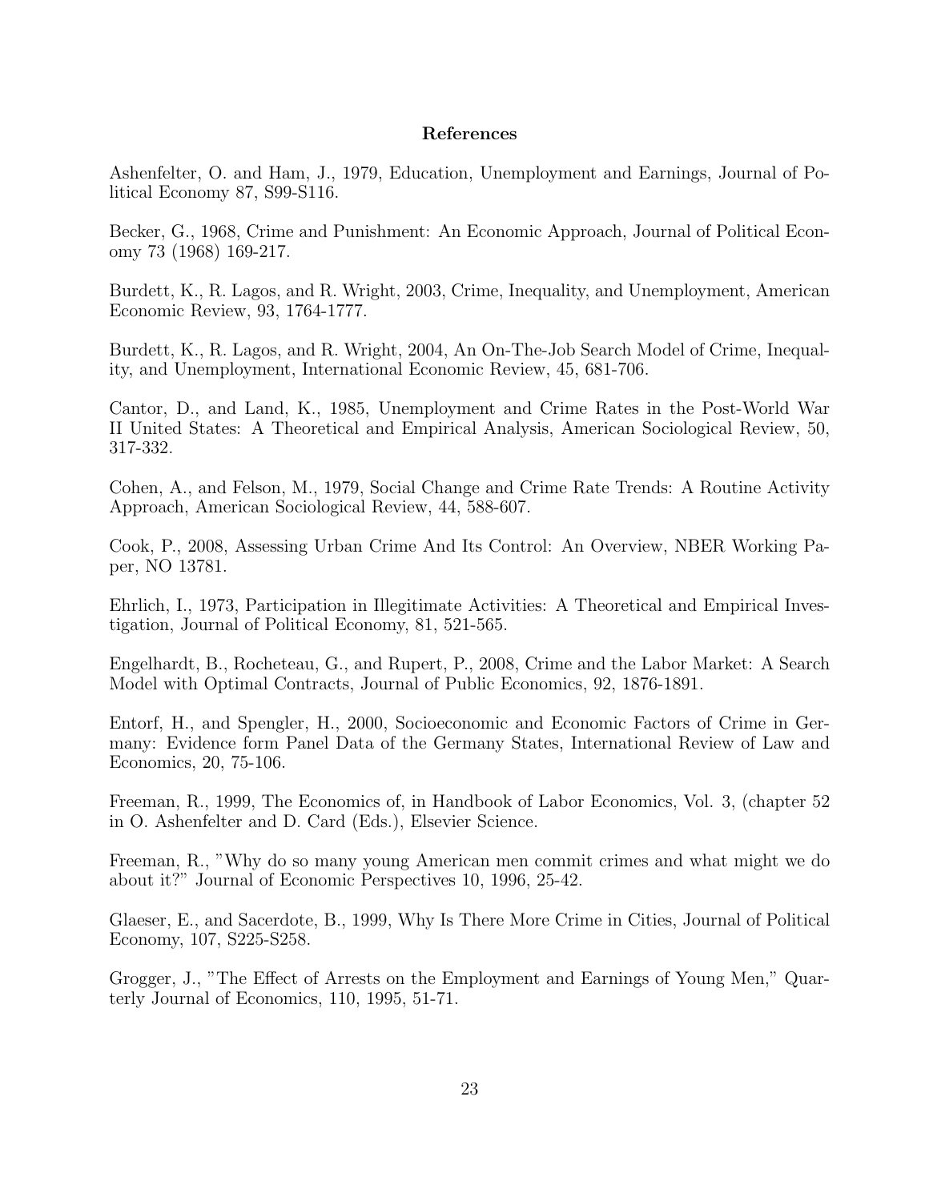## References

Ashenfelter, O. and Ham, J., 1979, Education, Unemployment and Earnings, Journal of Political Economy 87, S99-S116.

Becker, G., 1968, Crime and Punishment: An Economic Approach, Journal of Political Economy 73 (1968) 169-217.

Burdett, K., R. Lagos, and R. Wright, 2003, Crime, Inequality, and Unemployment, American Economic Review, 93, 1764-1777.

Burdett, K., R. Lagos, and R. Wright, 2004, An On-The-Job Search Model of Crime, Inequality, and Unemployment, International Economic Review, 45, 681-706.

Cantor, D., and Land, K., 1985, Unemployment and Crime Rates in the Post-World War II United States: A Theoretical and Empirical Analysis, American Sociological Review, 50, 317-332.

Cohen, A., and Felson, M., 1979, Social Change and Crime Rate Trends: A Routine Activity Approach, American Sociological Review, 44, 588-607.

Cook, P., 2008, Assessing Urban Crime And Its Control: An Overview, NBER Working Paper, NO 13781.

Ehrlich, I., 1973, Participation in Illegitimate Activities: A Theoretical and Empirical Investigation, Journal of Political Economy, 81, 521-565.

Engelhardt, B., Rocheteau, G., and Rupert, P., 2008, Crime and the Labor Market: A Search Model with Optimal Contracts, Journal of Public Economics, 92, 1876-1891.

Entorf, H., and Spengler, H., 2000, Socioeconomic and Economic Factors of Crime in Germany: Evidence form Panel Data of the Germany States, International Review of Law and Economics, 20, 75-106.

Freeman, R., 1999, The Economics of, in Handbook of Labor Economics, Vol. 3, (chapter 52 in O. Ashenfelter and D. Card (Eds.), Elsevier Science.

Freeman, R., "Why do so many young American men commit crimes and what might we do about it?" Journal of Economic Perspectives 10, 1996, 25-42.

Glaeser, E., and Sacerdote, B., 1999, Why Is There More Crime in Cities, Journal of Political Economy, 107, S225-S258.

Grogger, J., "The Effect of Arrests on the Employment and Earnings of Young Men," Quarterly Journal of Economics, 110, 1995, 51-71.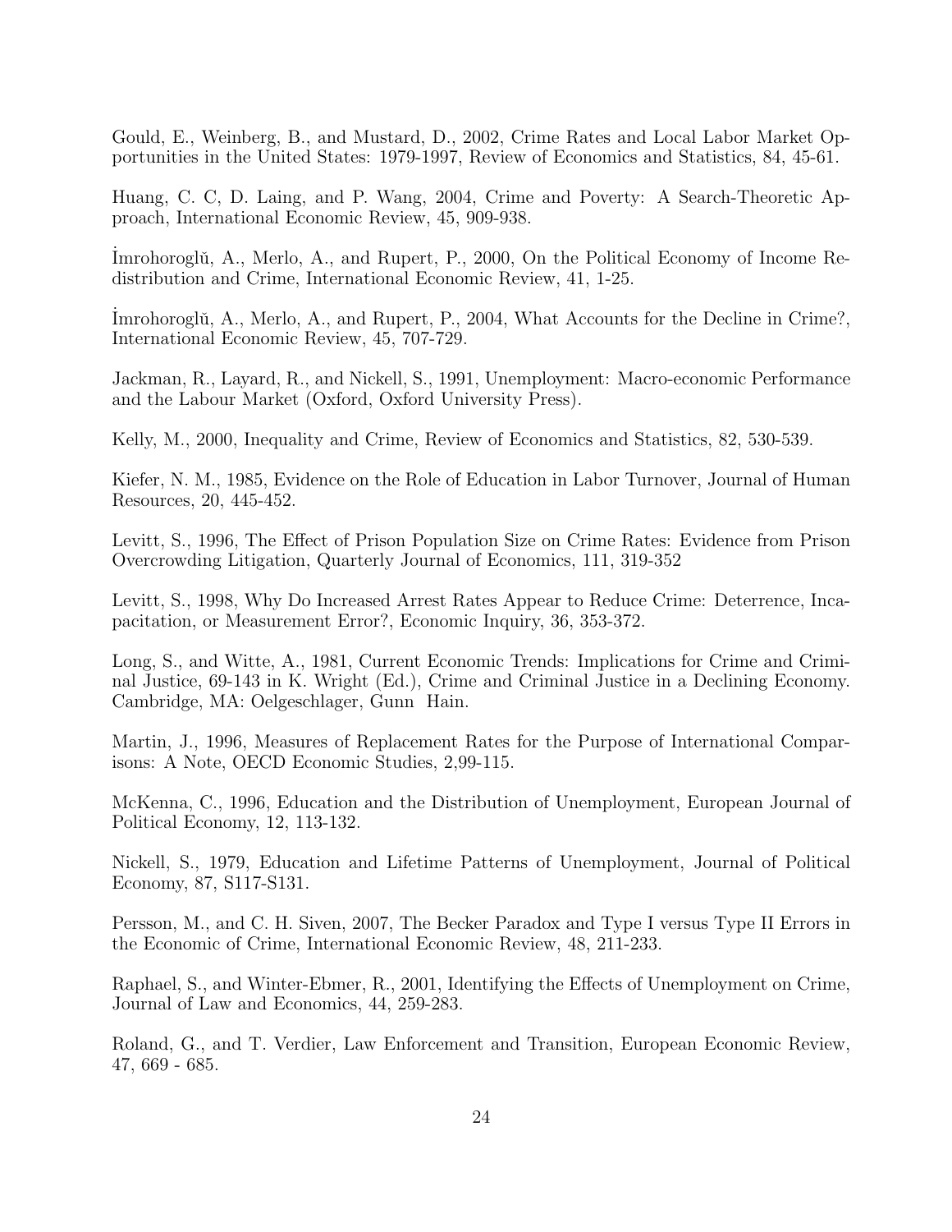Gould, E., Weinberg, B., and Mustard, D., 2002, Crime Rates and Local Labor Market Opportunities in the United States: 1979-1997, Review of Economics and Statistics, 84, 45-61.

Huang, C. C, D. Laing, and P. Wang, 2004, Crime and Poverty: A Search-Theoretic Approach, International Economic Review, 45, 909-938.

İmrohoroglŭ, A., Merlo, A., and Rupert, P., 2000, On the Political Economy of Income Redistribution and Crime, International Economic Review, 41, 1-25.

İmrohoroglŭ, A., Merlo, A., and Rupert, P., 2004, What Accounts for the Decline in Crime?, International Economic Review, 45, 707-729.

Jackman, R., Layard, R., and Nickell, S., 1991, Unemployment: Macro-economic Performance and the Labour Market (Oxford, Oxford University Press).

Kelly, M., 2000, Inequality and Crime, Review of Economics and Statistics, 82, 530-539.

Kiefer, N. M., 1985, Evidence on the Role of Education in Labor Turnover, Journal of Human Resources, 20, 445-452.

Levitt, S., 1996, The Effect of Prison Population Size on Crime Rates: Evidence from Prison Overcrowding Litigation, Quarterly Journal of Economics, 111, 319-352

Levitt, S., 1998, Why Do Increased Arrest Rates Appear to Reduce Crime: Deterrence, Incapacitation, or Measurement Error?, Economic Inquiry, 36, 353-372.

Long, S., and Witte, A., 1981, Current Economic Trends: Implications for Crime and Criminal Justice, 69-143 in K. Wright (Ed.), Crime and Criminal Justice in a Declining Economy. Cambridge, MA: Oelgeschlager, Gunn Hain.

Martin, J., 1996, Measures of Replacement Rates for the Purpose of International Comparisons: A Note, OECD Economic Studies, 2,99-115.

McKenna, C., 1996, Education and the Distribution of Unemployment, European Journal of Political Economy, 12, 113-132.

Nickell, S., 1979, Education and Lifetime Patterns of Unemployment, Journal of Political Economy, 87, S117-S131.

Persson, M., and C. H. Siven, 2007, The Becker Paradox and Type I versus Type II Errors in the Economic of Crime, International Economic Review, 48, 211-233.

Raphael, S., and Winter-Ebmer, R., 2001, Identifying the Effects of Unemployment on Crime, Journal of Law and Economics, 44, 259-283.

Roland, G., and T. Verdier, Law Enforcement and Transition, European Economic Review, 47, 669 - 685.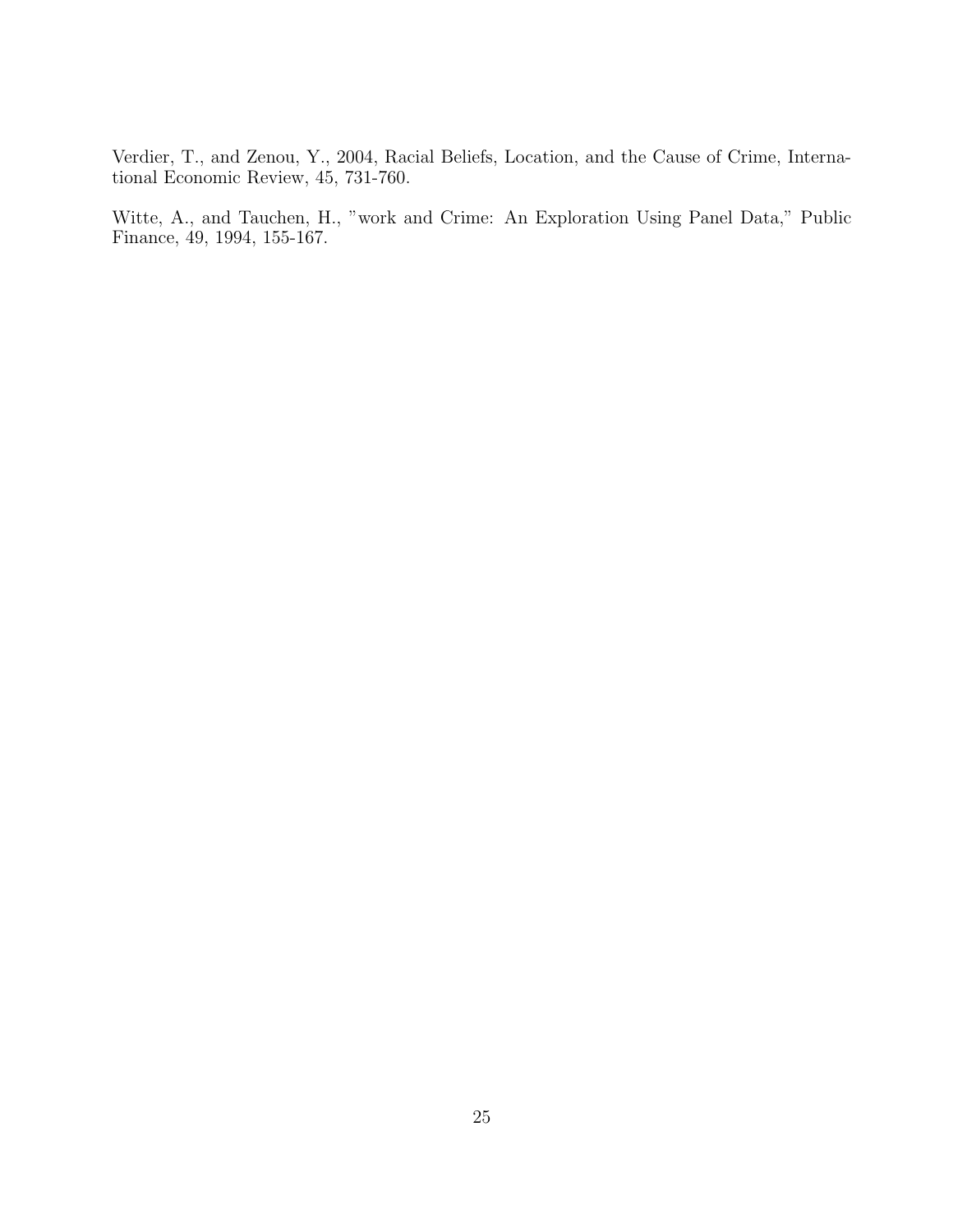Verdier, T., and Zenou, Y., 2004, Racial Beliefs, Location, and the Cause of Crime, International Economic Review, 45, 731-760.

Witte, A., and Tauchen, H., "work and Crime: An Exploration Using Panel Data," Public Finance, 49, 1994, 155-167.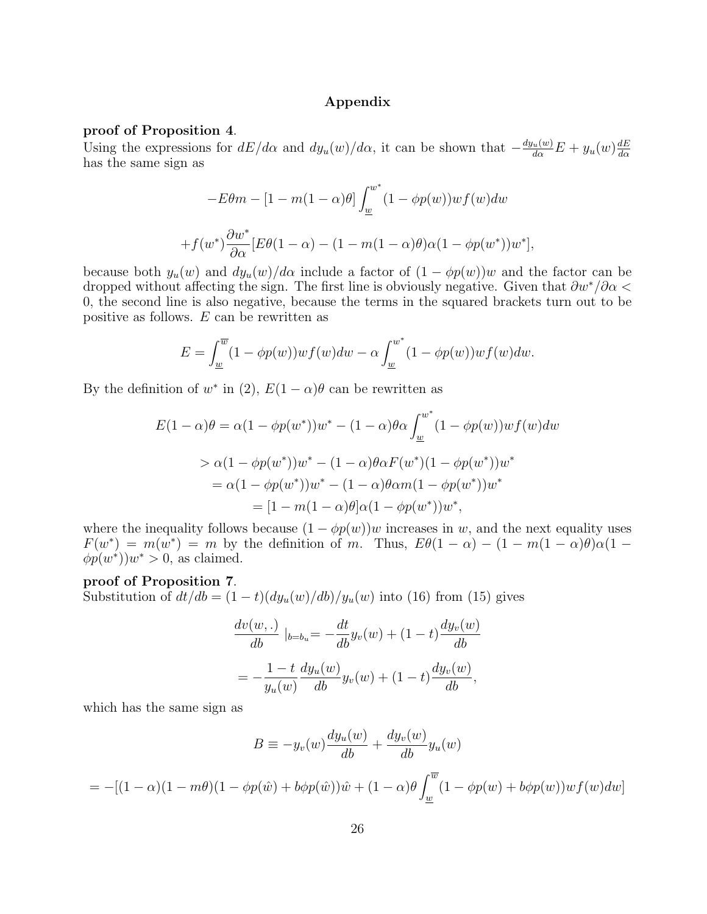## Appendix

**proof of Proposition 4**.

Using the expressions for $dE/d\alpha$ and $dy_u(w)/d\alpha$, it can be shown that $-\frac{dy_u(w)}{d\alpha}E + y_u(w)\frac{dE}{d\alpha}$ has the same sign as

$$-E\theta m - [1 - m(1-\alpha)\theta]\int_{\underline{w}}^{w^*}(1-\phi p(w))wf(w)dw$$

$$+f(w^*)\frac{\partial w^*}{\partial \alpha}[E\theta(1-\alpha) - (1-m(1-\alpha)\theta)\alpha(1-\phi p(w^*))w^*],$$

because both $y_u(w)$ and $dy_u(w)/d\alpha$ include a factor of $(1-\phi p(w))w$ and the factor can be dropped without affecting the sign. The first line is obviously negative. Given that $\partial w^*/\partial\alpha < 0$, the second line is also negative, because the terms in the squared brackets turn out to be positive as follows. $E$ can be rewritten as

$$E = \int_{\underline{w}}^{\overline{w}}(1-\phi p(w))wf(w)dw - \alpha\int_{\underline{w}}^{w^*}(1-\phi p(w))wf(w)dw.$$

By the definition of $w^*$ in (2), $E(1-\alpha)\theta$ can be rewritten as

$$\begin{aligned}
E(1-\alpha)\theta &= \alpha(1-\phi p(w^*))w^* - (1-\alpha)\theta\alpha\int_{\underline{w}}^{w^*}(1-\phi p(w))wf(w)dw \\
&> \alpha(1-\phi p(w^*))w^* - (1-\alpha)\theta\alpha F(w^*)(1-\phi p(w^*))w^* \\
&= \alpha(1-\phi p(w^*))w^* - (1-\alpha)\theta\alpha m(1-\phi p(w^*))w^* \\
&= [1-m(1-\alpha)\theta]\alpha(1-\phi p(w^*))w^*,
\end{aligned}$$

where the inequality follows because $(1-\phi p(w))w$ increases in $w$, and the next equality uses $F(w^*) = m(w^*) = m$ by the definition of $m$. Thus, $E\theta(1-\alpha) - (1-m(1-\alpha)\theta)\alpha(1-\phi p(w^*))w^* > 0$, as claimed.

**proof of Proposition 7**.

Substitution of $dt/db = (1-t)(dy_u(w)/db)/y_u(w)$ into (16) from (15) gives

$$\begin{aligned}
\frac{dv(w,.)}{db}\mid_{b=b_u} &= -\frac{dt}{db}y_v(w) + (1-t)\frac{dy_v(w)}{db} \\
&= -\frac{1-t}{y_u(w)}\frac{dy_u(w)}{db}y_v(w) + (1-t)\frac{dy_v(w)}{db},
\end{aligned}$$

which has the same sign as

$$B \equiv -y_v(w)\frac{dy_u(w)}{db} + \frac{dy_v(w)}{db}y_u(w)$$

$$= -[(1-\alpha)(1-m\theta)(1-\phi p(\hat{w}) + b\phi p(\hat{w}))\hat{w} + (1-\alpha)\theta\int_{\underline{w}}^{\overline{w}}(1-\phi p(w) + b\phi p(w))wf(w)dw]$$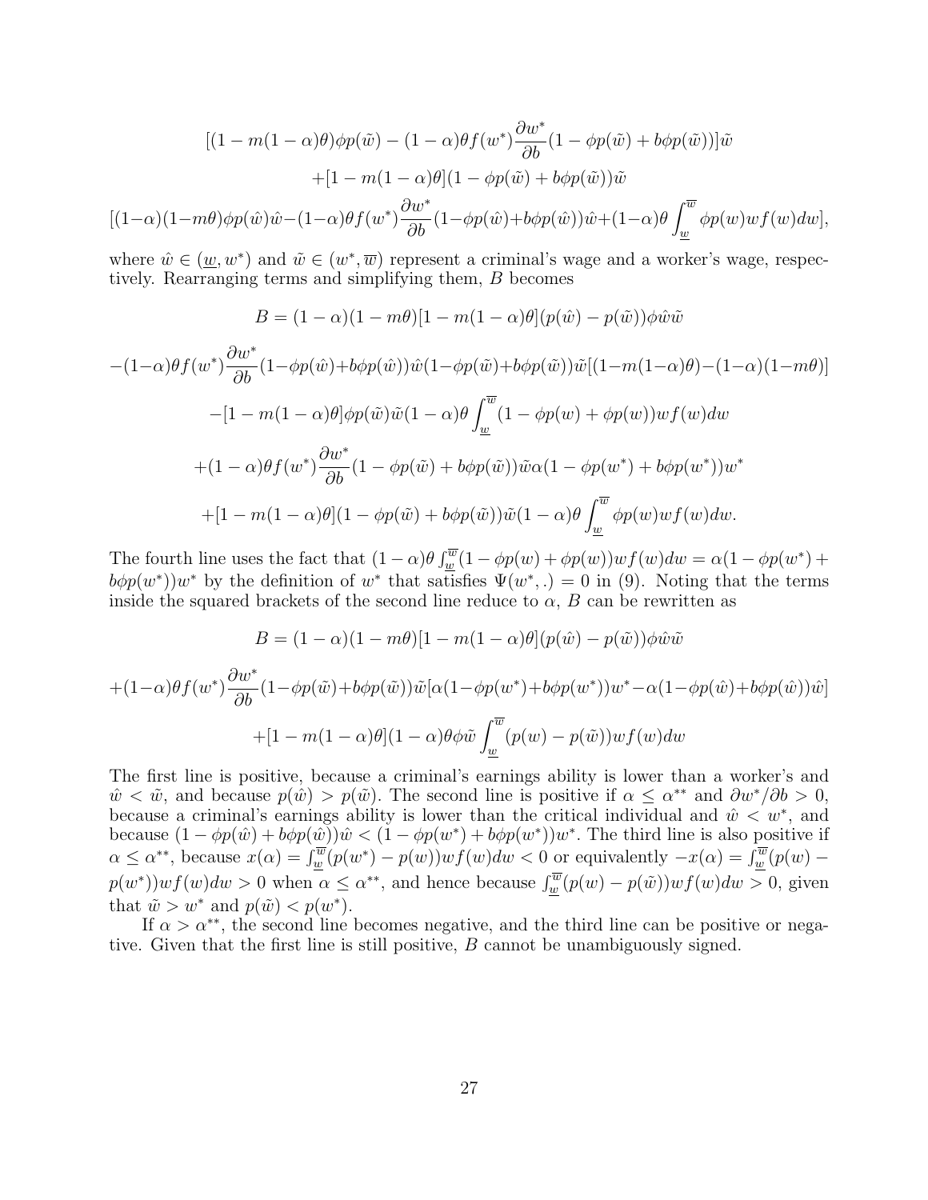$$[(1-m(1-\alpha)\theta)\phi p(\tilde{w}) - (1-\alpha)\theta f(w^*)\frac{\partial w^*}{\partial b}(1-\phi p(\tilde{w}) + b\phi p(\tilde{w}))]\tilde{w}$$

$$+[1-m(1-\alpha)\theta](1-\phi p(\tilde{w}) + b\phi p(\tilde{w}))\tilde{w}$$

$$[(1-\alpha)(1-m\theta)\phi p(\hat{w})\hat{w} - (1-\alpha)\theta f(w^*)\frac{\partial w^*}{\partial b}(1-\phi p(\hat{w})+b\phi p(\hat{w}))\hat{w} + (1-\alpha)\theta\int_{\underline{w}}^{\overline{w}}\phi p(w)wf(w)dw],$$

where $\hat{w} \in (\underline{w}, w^*)$ and $\tilde{w} \in (w^*, \overline{w})$ represent a criminal's wage and a worker's wage, respectively. Rearranging terms and simplifying them, $B$ becomes

$$B = (1-\alpha)(1-m\theta)[1-m(1-\alpha)\theta](p(\hat{w}) - p(\tilde{w}))\phi\hat{w}\tilde{w}$$

$$-(1-\alpha)\theta f(w^*)\frac{\partial w^*}{\partial b}(1-\phi p(\hat{w})+b\phi p(\hat{w}))\hat{w}(1-\phi p(\tilde{w})+b\phi p(\tilde{w}))\tilde{w}[(1-m(1-\alpha)\theta)-(1-\alpha)(1-m\theta)]$$

$$-[1-m(1-\alpha)\theta]\phi p(\tilde{w})\tilde{w}(1-\alpha)\theta\int_{\underline{w}}^{\overline{w}}(1-\phi p(w)+\phi p(w))wf(w)dw$$

$$+(1-\alpha)\theta f(w^*)\frac{\partial w^*}{\partial b}(1-\phi p(\tilde{w})+b\phi p(\tilde{w}))\tilde{w}\alpha(1-\phi p(w^*)+b\phi p(w^*))w^*$$

$$+[1-m(1-\alpha)\theta](1-\phi p(\tilde{w})+b\phi p(\tilde{w}))\tilde{w}(1-\alpha)\theta\int_{\underline{w}}^{\overline{w}}\phi p(w)wf(w)dw.$$

The fourth line uses the fact that $(1-\alpha)\theta\int_{\underline{w}}^{\overline{w}}(1-\phi p(w)+\phi p(w))wf(w)dw = \alpha(1-\phi p(w^*) + b\phi p(w^*))w^*$ by the definition of $w^*$ that satisfies $\Psi(w^*, .) = 0$ in (9). Noting that the terms inside the squared brackets of the second line reduce to $\alpha$, $B$ can be rewritten as

$$B = (1-\alpha)(1-m\theta)[1-m(1-\alpha)\theta](p(\hat{w}) - p(\tilde{w}))\phi\hat{w}\tilde{w}$$

$$+(1-\alpha)\theta f(w^*)\frac{\partial w^*}{\partial b}(1-\phi p(\tilde{w})+b\phi p(\tilde{w}))\tilde{w}[\alpha(1-\phi p(w^*)+b\phi p(w^*))w^* - \alpha(1-\phi p(\hat{w})+b\phi p(\hat{w}))\hat{w}]$$

$$+[1-m(1-\alpha)\theta](1-\alpha)\theta\phi\tilde{w}\int_{\underline{w}}^{\overline{w}}(p(w)-p(\tilde{w}))wf(w)dw$$

The first line is positive, because a criminal's earnings ability is lower than a worker's and $\hat{w} < \tilde{w}$, and because $p(\hat{w}) > p(\tilde{w})$. The second line is positive if $\alpha \leq \alpha^{**}$ and $\partial w^*/\partial b > 0$, because a criminal's earnings ability is lower than the critical individual and $\hat{w} < w^*$, and because $(1-\phi p(\hat{w}) + b\phi p(\hat{w}))\hat{w} < (1-\phi p(w^*) + b\phi p(w^*))w^*$. The third line is also positive if $\alpha \leq \alpha^{**}$, because $x(\alpha) = \int_{\underline{w}}^{\overline{w}}(p(w^*) - p(w))wf(w)dw < 0$ or equivalently $-x(\alpha) = \int_{\underline{w}}^{\overline{w}}(p(w) - p(w^*))wf(w)dw > 0$ when $\alpha \leq \alpha^{**}$, and hence because $\int_{\underline{w}}^{\overline{w}}(p(w) - p(\tilde{w}))wf(w)dw > 0$, given that $\tilde{w} > w^*$ and $p(\tilde{w}) < p(w^*)$.

If $\alpha > \alpha^{**}$, the second line becomes negative, and the third line can be positive or negative. Given that the first line is still positive, $B$ cannot be unambiguously signed.